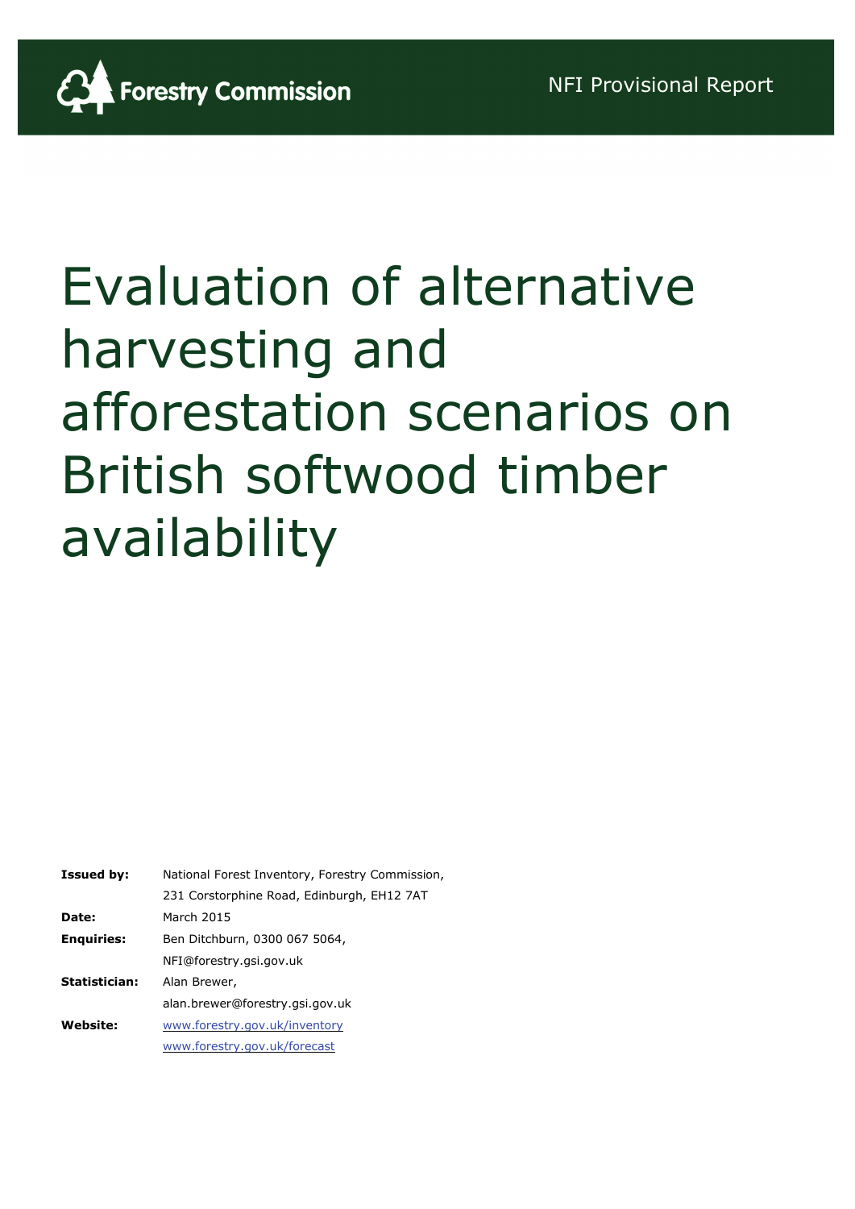Forestry Commission

NFI Provisional Report

# Evaluation of alternative harvesting and afforestation scenarios on British softwood timber availability

| | |
|---|---|
| **Issued by:** | National Forest Inventory, Forestry Commission, 231 Corstorphine Road, Edinburgh, EH12 7AT |
| **Date:** | March 2015 |
| **Enquiries:** | Ben Ditchburn, 0300 067 5064, NFI@forestry.gsi.gov.uk |
| **Statistician:** | Alan Brewer, alan.brewer@forestry.gsi.gov.uk |
| **Website:** | www.forestry.gov.uk/inventory www.forestry.gov.uk/forecast |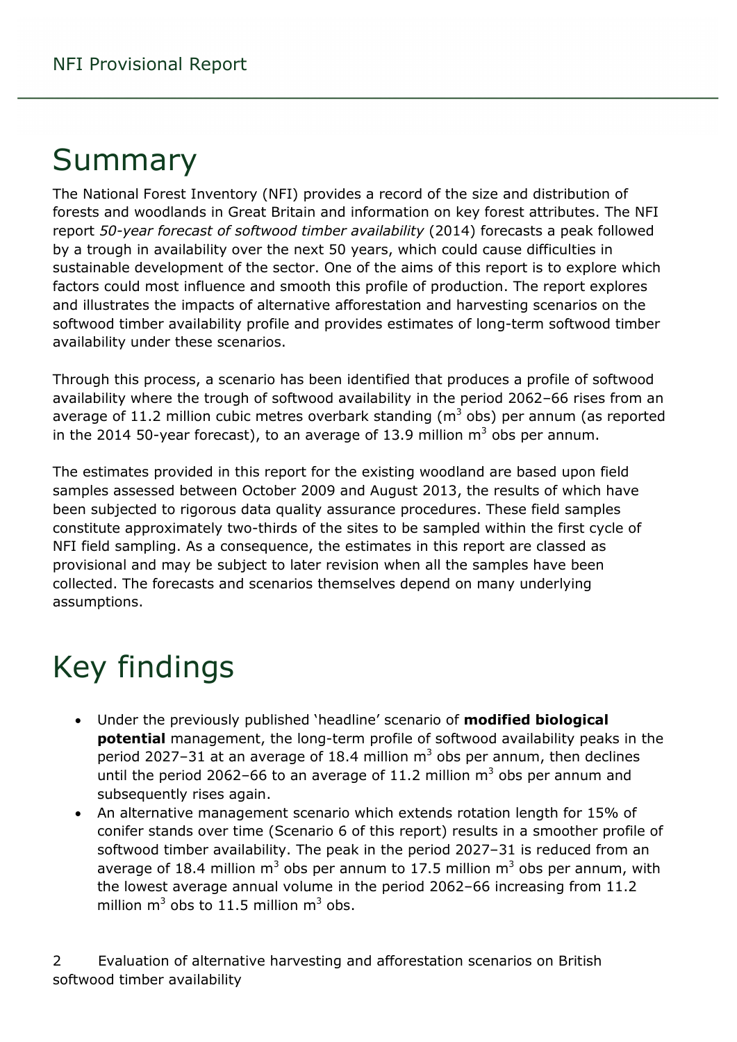# Summary

The National Forest Inventory (NFI) provides a record of the size and distribution of forests and woodlands in Great Britain and information on key forest attributes. The NFI report *50-year forecast of softwood timber availability* (2014) forecasts a peak followed by a trough in availability over the next 50 years, which could cause difficulties in sustainable development of the sector. One of the aims of this report is to explore which factors could most influence and smooth this profile of production. The report explores and illustrates the impacts of alternative afforestation and harvesting scenarios on the softwood timber availability profile and provides estimates of long-term softwood timber availability under these scenarios.

Through this process, a scenario has been identified that produces a profile of softwood availability where the trough of softwood availability in the period 2062–66 rises from an average of 11.2 million cubic metres overbark standing ($m^3$ obs) per annum (as reported in the 2014 50-year forecast), to an average of 13.9 million $m^3$ obs per annum.

The estimates provided in this report for the existing woodland are based upon field samples assessed between October 2009 and August 2013, the results of which have been subjected to rigorous data quality assurance procedures. These field samples constitute approximately two-thirds of the sites to be sampled within the first cycle of NFI field sampling. As a consequence, the estimates in this report are classed as provisional and may be subject to later revision when all the samples have been collected. The forecasts and scenarios themselves depend on many underlying assumptions.

# Key findings

- Under the previously published 'headline' scenario of **modified biological potential** management, the long-term profile of softwood availability peaks in the period 2027–31 at an average of 18.4 million $m^3$ obs per annum, then declines until the period 2062–66 to an average of 11.2 million $m^3$ obs per annum and subsequently rises again.
- An alternative management scenario which extends rotation length for 15% of conifer stands over time (Scenario 6 of this report) results in a smoother profile of softwood timber availability. The peak in the period 2027–31 is reduced from an average of 18.4 million $m^3$ obs per annum to 17.5 million $m^3$ obs per annum, with the lowest average annual volume in the period 2062–66 increasing from 11.2 million $m^3$ obs to 11.5 million $m^3$ obs.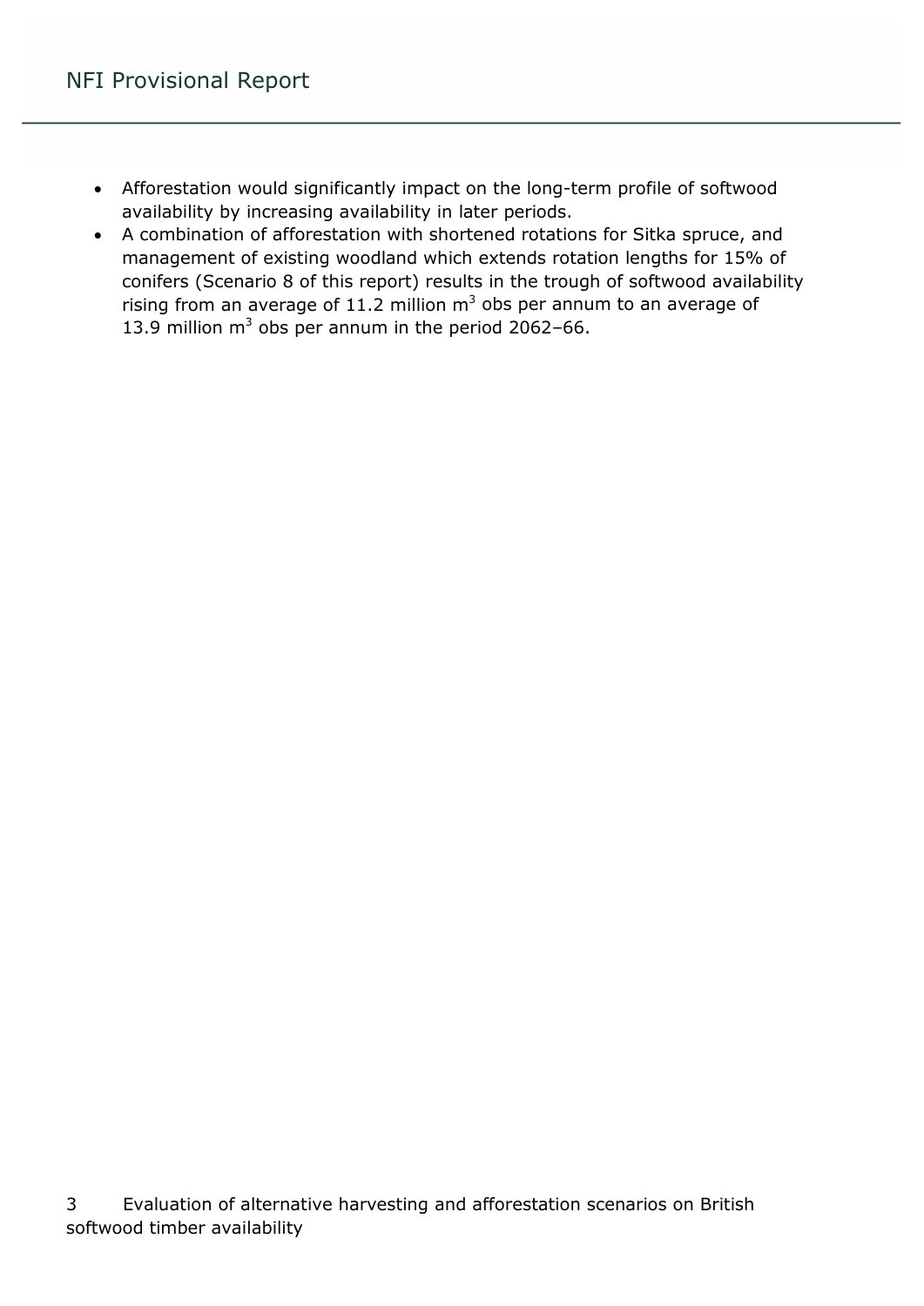- Afforestation would significantly impact on the long-term profile of softwood availability by increasing availability in later periods.
- A combination of afforestation with shortened rotations for Sitka spruce, and management of existing woodland which extends rotation lengths for 15% of conifers (Scenario 8 of this report) results in the trough of softwood availability rising from an average of 11.2 million $m^3$ obs per annum to an average of 13.9 million $m^3$ obs per annum in the period 2062–66.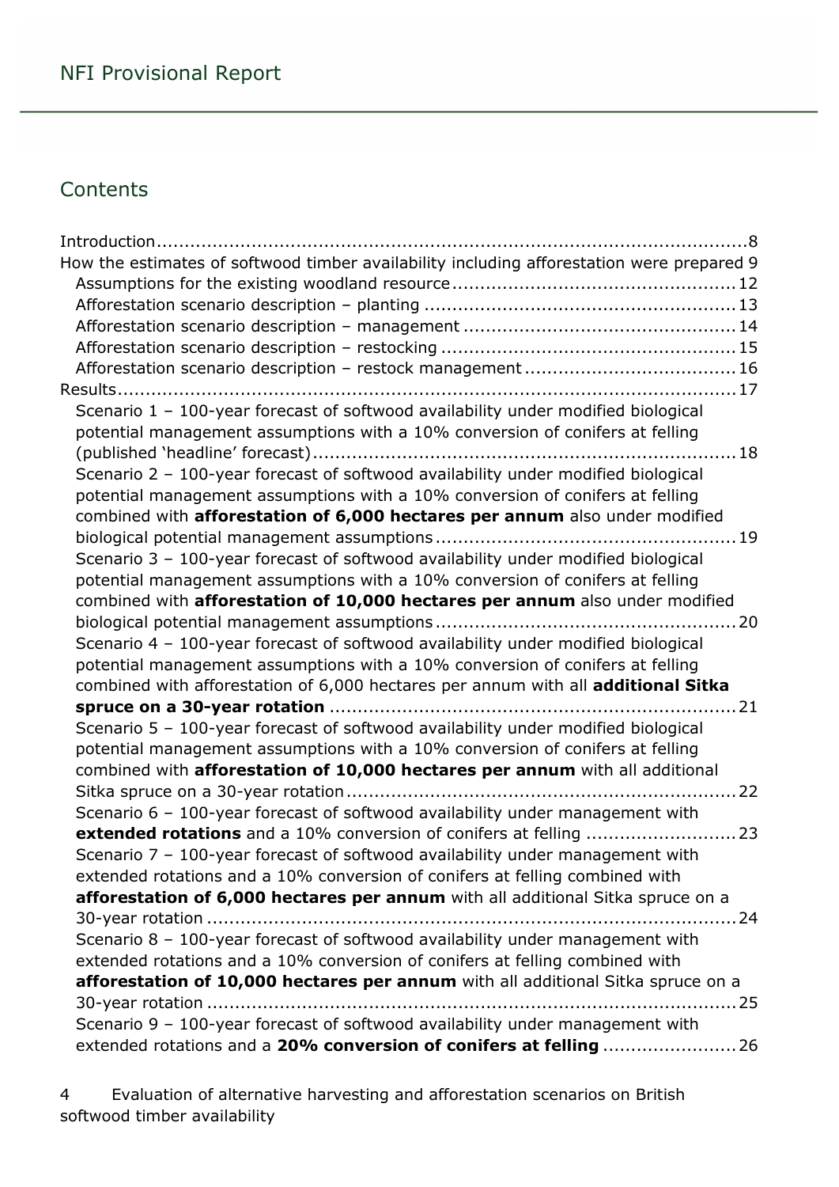## Contents

Introduction........................................................................................................8
How the estimates of softwood timber availability including afforestation were prepared 9
- Assumptions for the existing woodland resource.................................................12
- Afforestation scenario description – planting .......................................................13
- Afforestation scenario description – management ................................................14
- Afforestation scenario description – restocking ....................................................15
- Afforestation scenario description – restock management .....................................16

Results...............................................................................................................17
- Scenario 1 – 100-year forecast of softwood availability under modified biological potential management assumptions with a 10% conversion of conifers at felling (published 'headline' forecast)...........................................................................18
- Scenario 2 – 100-year forecast of softwood availability under modified biological potential management assumptions with a 10% conversion of conifers at felling combined with **afforestation of 6,000 hectares per annum** also under modified biological potential management assumptions.....................................................19
- Scenario 3 – 100-year forecast of softwood availability under modified biological potential management assumptions with a 10% conversion of conifers at felling combined with **afforestation of 10,000 hectares per annum** also under modified biological potential management assumptions.....................................................20
- Scenario 4 – 100-year forecast of softwood availability under modified biological potential management assumptions with a 10% conversion of conifers at felling combined with afforestation of 6,000 hectares per annum with all **additional Sitka spruce on a 30-year rotation** ........................................................................21
- Scenario 5 – 100-year forecast of softwood availability under modified biological potential management assumptions with a 10% conversion of conifers at felling combined with **afforestation of 10,000 hectares per annum** with all additional Sitka spruce on a 30-year rotation.....................................................................22
- Scenario 6 – 100-year forecast of softwood availability under management with **extended rotations** and a 10% conversion of conifers at felling ..........................23
- Scenario 7 – 100-year forecast of softwood availability under management with extended rotations and a 10% conversion of conifers at felling combined with **afforestation of 6,000 hectares per annum** with all additional Sitka spruce on a 30-year rotation ...............................................................................................24
- Scenario 8 – 100-year forecast of softwood availability under management with extended rotations and a 10% conversion of conifers at felling combined with **afforestation of 10,000 hectares per annum** with all additional Sitka spruce on a 30-year rotation ...............................................................................................25
- Scenario 9 – 100-year forecast of softwood availability under management with extended rotations and a **20% conversion of conifers at felling** ........................26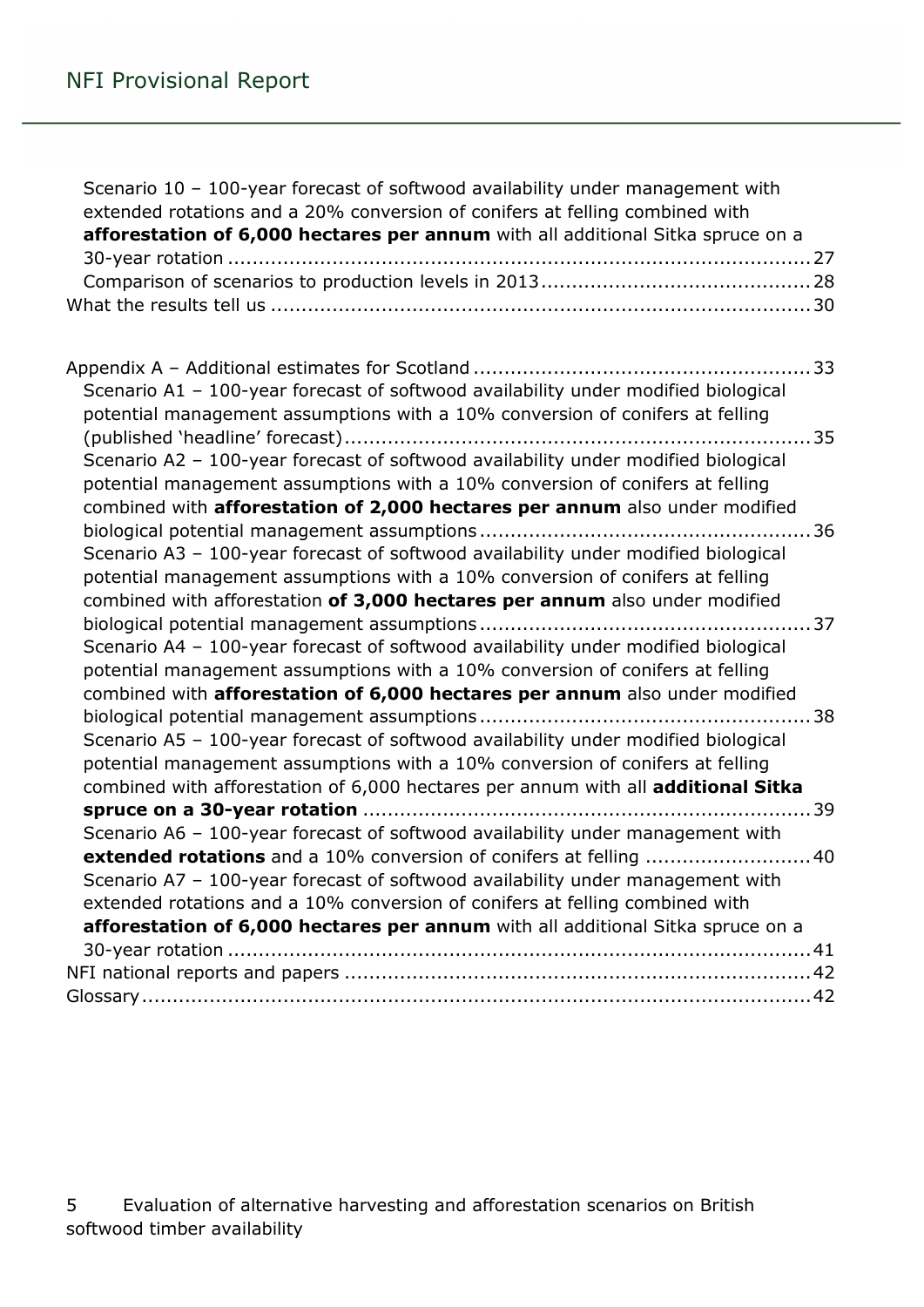Scenario 10 – 100-year forecast of softwood availability under management with extended rotations and a 20% conversion of conifers at felling combined with **afforestation of 6,000 hectares per annum** with all additional Sitka spruce on a 30-year rotation ........ 27
Comparison of scenarios to production levels in 2013 ........ 28
What the results tell us ........ 30

Appendix A – Additional estimates for Scotland ........ 33
Scenario A1 – 100-year forecast of softwood availability under modified biological potential management assumptions with a 10% conversion of conifers at felling (published 'headline' forecast) ........ 35
Scenario A2 – 100-year forecast of softwood availability under modified biological potential management assumptions with a 10% conversion of conifers at felling combined with **afforestation of 2,000 hectares per annum** also under modified biological potential management assumptions ........ 36
Scenario A3 – 100-year forecast of softwood availability under modified biological potential management assumptions with a 10% conversion of conifers at felling combined with afforestation **of 3,000 hectares per annum** also under modified biological potential management assumptions ........ 37
Scenario A4 – 100-year forecast of softwood availability under modified biological potential management assumptions with a 10% conversion of conifers at felling combined with **afforestation of 6,000 hectares per annum** also under modified biological potential management assumptions ........ 38
Scenario A5 – 100-year forecast of softwood availability under modified biological potential management assumptions with a 10% conversion of conifers at felling combined with afforestation of 6,000 hectares per annum with all **additional Sitka spruce on a 30-year rotation** ........ 39
Scenario A6 – 100-year forecast of softwood availability under management with **extended rotations** and a 10% conversion of conifers at felling ........ 40
Scenario A7 – 100-year forecast of softwood availability under management with extended rotations and a 10% conversion of conifers at felling combined with **afforestation of 6,000 hectares per annum** with all additional Sitka spruce on a 30-year rotation ........ 41
NFI national reports and papers ........ 42
Glossary ........ 42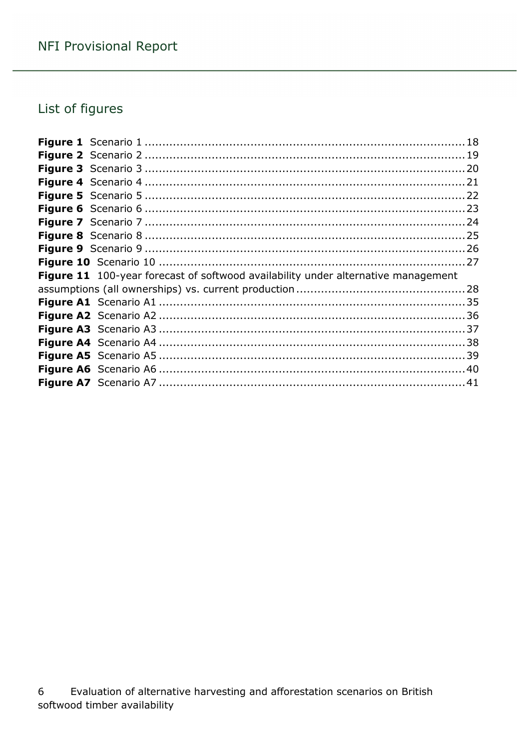## List of figures

**Figure 1** Scenario 1 ........................................................................................ 18
**Figure 2** Scenario 2 ........................................................................................ 19
**Figure 3** Scenario 3 ........................................................................................ 20
**Figure 4** Scenario 4 ........................................................................................ 21
**Figure 5** Scenario 5 ........................................................................................ 22
**Figure 6** Scenario 6 ........................................................................................ 23
**Figure 7** Scenario 7 ........................................................................................ 24
**Figure 8** Scenario 8 ........................................................................................ 25
**Figure 9** Scenario 9 ........................................................................................ 26
**Figure 10** Scenario 10 ..................................................................................... 27
**Figure 11** 100-year forecast of softwood availability under alternative management assumptions (all ownerships) vs. current production ............................................... 28
**Figure A1** Scenario A1 ..................................................................................... 35
**Figure A2** Scenario A2 ..................................................................................... 36
**Figure A3** Scenario A3 ..................................................................................... 37
**Figure A4** Scenario A4 ..................................................................................... 38
**Figure A5** Scenario A5 ..................................................................................... 39
**Figure A6** Scenario A6 ..................................................................................... 40
**Figure A7** Scenario A7 ..................................................................................... 41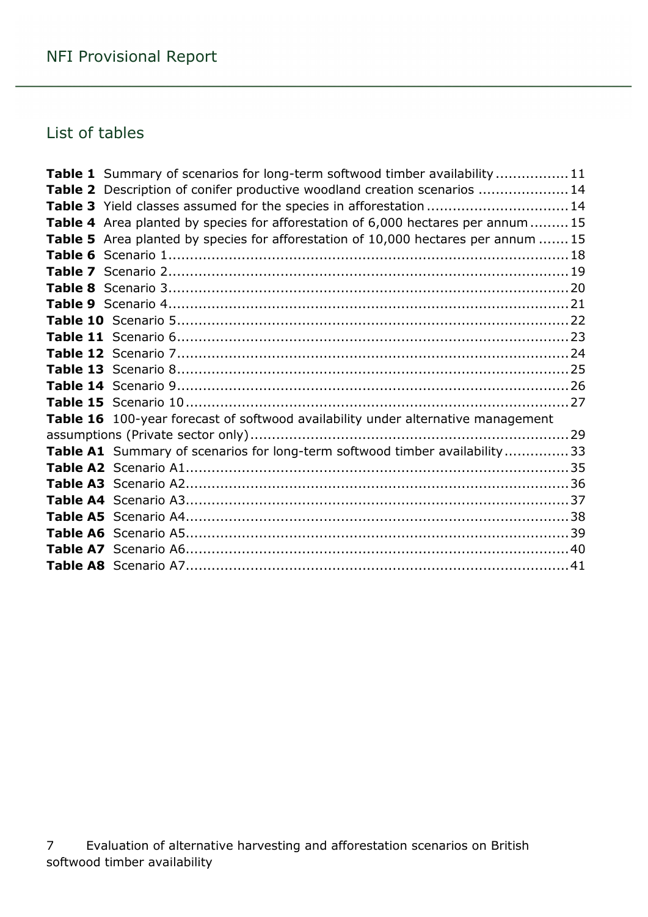## List of tables

**Table 1** Summary of scenarios for long-term softwood timber availability ................ 11
**Table 2** Description of conifer productive woodland creation scenarios .................... 14
**Table 3** Yield classes assumed for the species in afforestation ................................ 14
**Table 4** Area planted by species for afforestation of 6,000 hectares per annum ......... 15
**Table 5** Area planted by species for afforestation of 10,000 hectares per annum ....... 15
**Table 6** Scenario 1 ............................................................................................ 18
**Table 7** Scenario 2 ............................................................................................ 19
**Table 8** Scenario 3 ............................................................................................ 20
**Table 9** Scenario 4 ............................................................................................ 21
**Table 10** Scenario 5 .......................................................................................... 22
**Table 11** Scenario 6 .......................................................................................... 23
**Table 12** Scenario 7 .......................................................................................... 24
**Table 13** Scenario 8 .......................................................................................... 25
**Table 14** Scenario 9 .......................................................................................... 26
**Table 15** Scenario 10 ........................................................................................ 27
**Table 16** 100-year forecast of softwood availability under alternative management assumptions (Private sector only) .......................................................................... 29
**Table A1** Summary of scenarios for long-term softwood timber availability ............... 33
**Table A2** Scenario A1 ........................................................................................ 35
**Table A3** Scenario A2 ........................................................................................ 36
**Table A4** Scenario A3 ........................................................................................ 37
**Table A5** Scenario A4 ........................................................................................ 38
**Table A6** Scenario A5 ........................................................................................ 39
**Table A7** Scenario A6 ........................................................................................ 40
**Table A8** Scenario A7 ........................................................................................ 41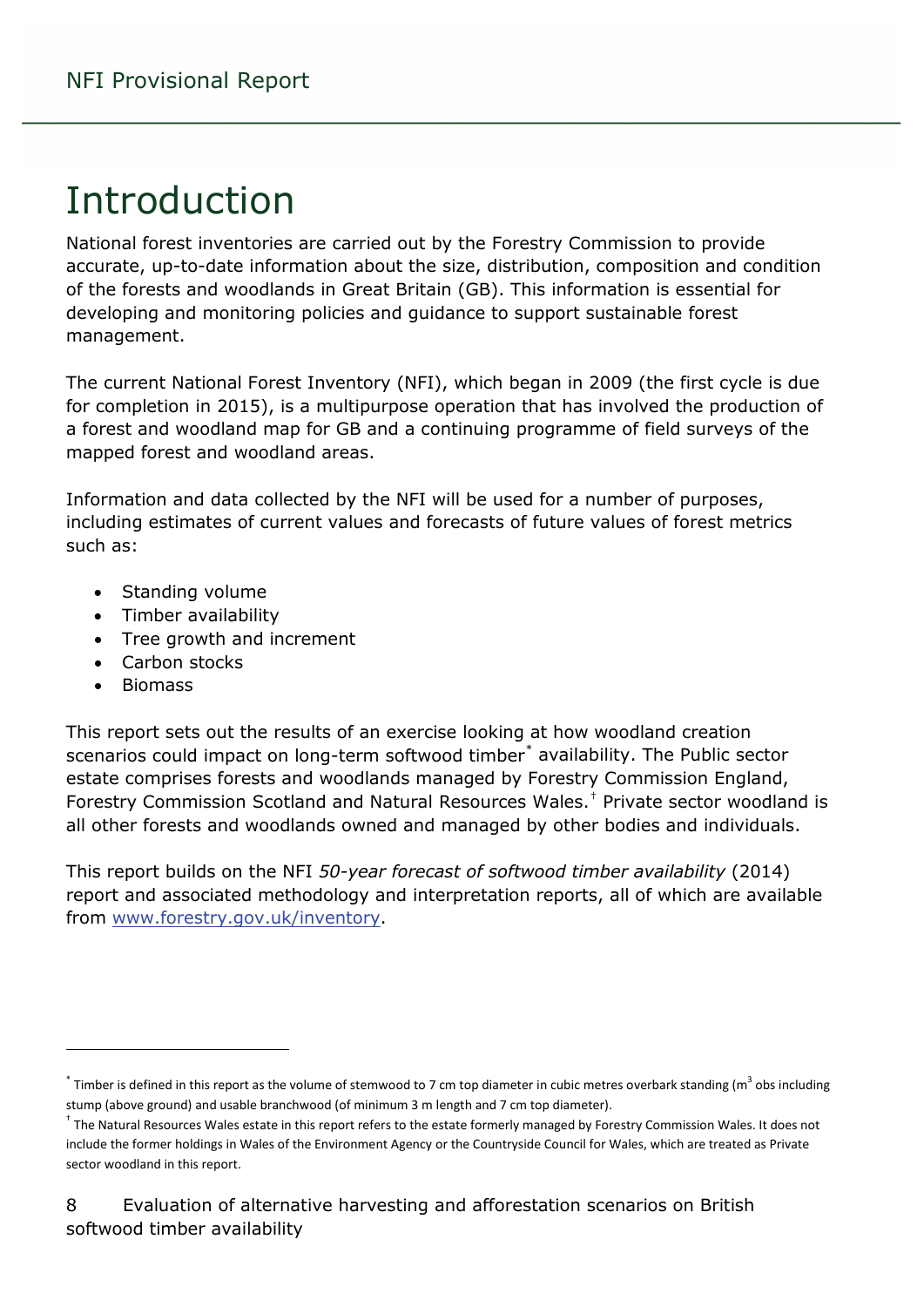# Introduction

National forest inventories are carried out by the Forestry Commission to provide accurate, up-to-date information about the size, distribution, composition and condition of the forests and woodlands in Great Britain (GB). This information is essential for developing and monitoring policies and guidance to support sustainable forest management.

The current National Forest Inventory (NFI), which began in 2009 (the first cycle is due for completion in 2015), is a multipurpose operation that has involved the production of a forest and woodland map for GB and a continuing programme of field surveys of the mapped forest and woodland areas.

Information and data collected by the NFI will be used for a number of purposes, including estimates of current values and forecasts of future values of forest metrics such as:

- Standing volume
- Timber availability
- Tree growth and increment
- Carbon stocks
- Biomass

This report sets out the results of an exercise looking at how woodland creation scenarios could impact on long-term softwood timber[*] availability. The Public sector estate comprises forests and woodlands managed by Forestry Commission England, Forestry Commission Scotland and Natural Resources Wales.[†] Private sector woodland is all other forests and woodlands owned and managed by other bodies and individuals.

This report builds on the NFI *50-year forecast of softwood timber availability* (2014) report and associated methodology and interpretation reports, all of which are available from www.forestry.gov.uk/inventory.

---

[*] Timber is defined in this report as the volume of stemwood to 7 cm top diameter in cubic metres overbark standing ($m^3$ obs including stump (above ground) and usable branchwood (of minimum 3 m length and 7 cm top diameter).

[†] The Natural Resources Wales estate in this report refers to the estate formerly managed by Forestry Commission Wales. It does not include the former holdings in Wales of the Environment Agency or the Countryside Council for Wales, which are treated as Private sector woodland in this report.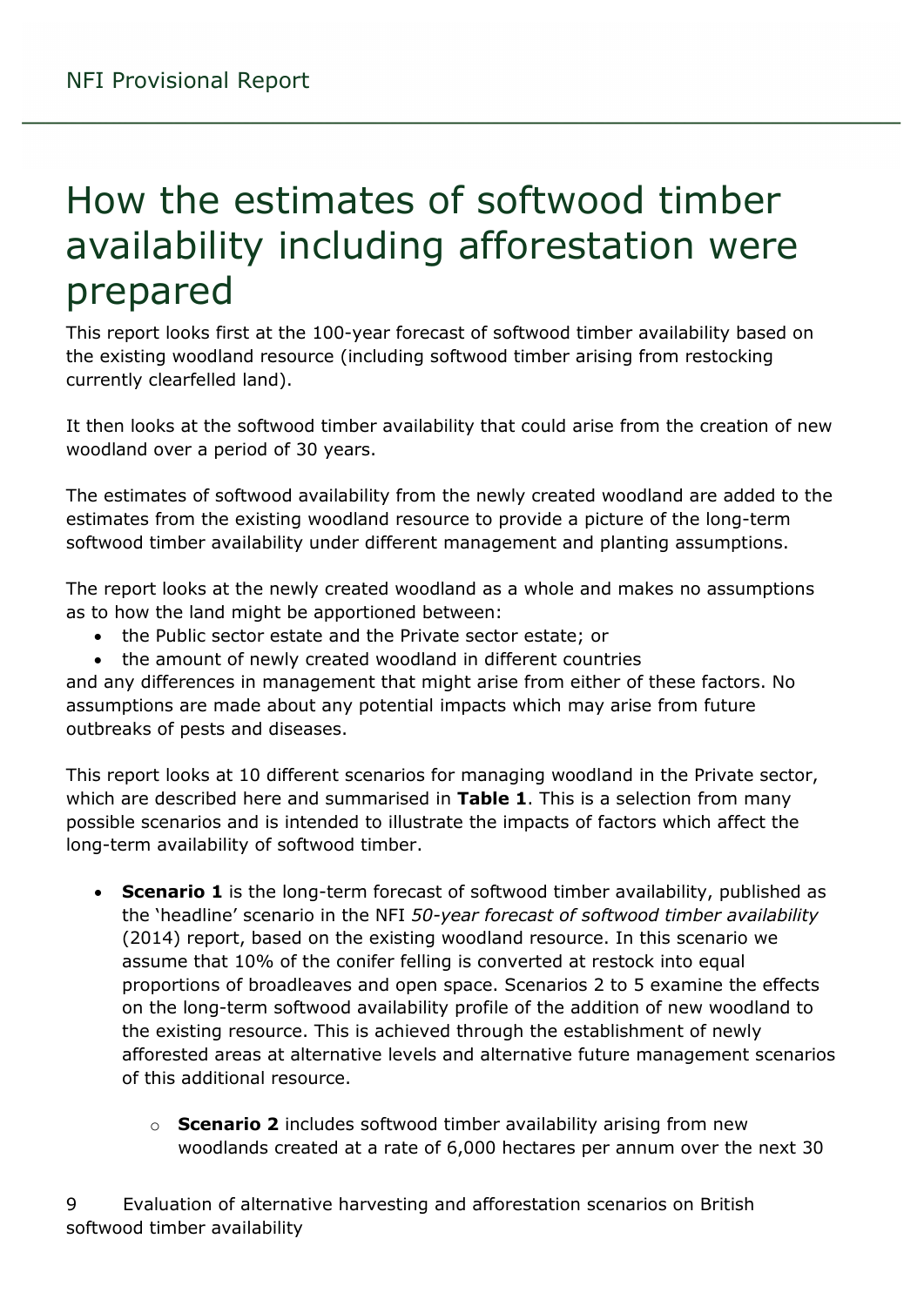# How the estimates of softwood timber availability including afforestation were prepared

This report looks first at the 100-year forecast of softwood timber availability based on the existing woodland resource (including softwood timber arising from restocking currently clearfelled land).

It then looks at the softwood timber availability that could arise from the creation of new woodland over a period of 30 years.

The estimates of softwood availability from the newly created woodland are added to the estimates from the existing woodland resource to provide a picture of the long-term softwood timber availability under different management and planting assumptions.

The report looks at the newly created woodland as a whole and makes no assumptions as to how the land might be apportioned between:

- the Public sector estate and the Private sector estate; or
- the amount of newly created woodland in different countries

and any differences in management that might arise from either of these factors. No assumptions are made about any potential impacts which may arise from future outbreaks of pests and diseases.

This report looks at 10 different scenarios for managing woodland in the Private sector, which are described here and summarised in **Table 1**. This is a selection from many possible scenarios and is intended to illustrate the impacts of factors which affect the long-term availability of softwood timber.

- **Scenario 1** is the long-term forecast of softwood timber availability, published as the 'headline' scenario in the NFI *50-year forecast of softwood timber availability* (2014) report, based on the existing woodland resource. In this scenario we assume that 10% of the conifer felling is converted at restock into equal proportions of broadleaves and open space. Scenarios 2 to 5 examine the effects on the long-term softwood availability profile of the addition of new woodland to the existing resource. This is achieved through the establishment of newly afforested areas at alternative levels and alternative future management scenarios of this additional resource.
    - **Scenario 2** includes softwood timber availability arising from new woodlands created at a rate of 6,000 hectares per annum over the next 30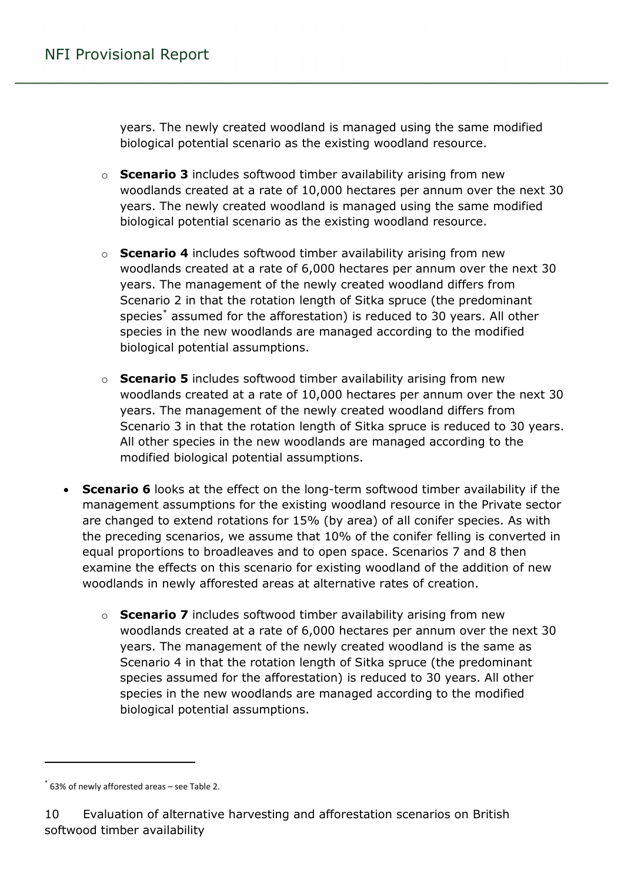years. The newly created woodland is managed using the same modified biological potential scenario as the existing woodland resource.

  - **Scenario 3** includes softwood timber availability arising from new woodlands created at a rate of 10,000 hectares per annum over the next 30 years. The newly created woodland is managed using the same modified biological potential scenario as the existing woodland resource.

  - **Scenario 4** includes softwood timber availability arising from new woodlands created at a rate of 6,000 hectares per annum over the next 30 years. The management of the newly created woodland differs from Scenario 2 in that the rotation length of Sitka spruce (the predominant species* assumed for the afforestation) is reduced to 30 years. All other species in the new woodlands are managed according to the modified biological potential assumptions.

  - **Scenario 5** includes softwood timber availability arising from new woodlands created at a rate of 10,000 hectares per annum over the next 30 years. The management of the newly created woodland differs from Scenario 3 in that the rotation length of Sitka spruce is reduced to 30 years. All other species in the new woodlands are managed according to the modified biological potential assumptions.

- **Scenario 6** looks at the effect on the long-term softwood timber availability if the management assumptions for the existing woodland resource in the Private sector are changed to extend rotations for 15% (by area) of all conifer species. As with the preceding scenarios, we assume that 10% of the conifer felling is converted in equal proportions to broadleaves and to open space. Scenarios 7 and 8 then examine the effects on this scenario for existing woodland of the addition of new woodlands in newly afforested areas at alternative rates of creation.

  - **Scenario 7** includes softwood timber availability arising from new woodlands created at a rate of 6,000 hectares per annum over the next 30 years. The management of the newly created woodland is the same as Scenario 4 in that the rotation length of Sitka spruce (the predominant species assumed for the afforestation) is reduced to 30 years. All other species in the new woodlands are managed according to the modified biological potential assumptions.

---

* 63% of newly afforested areas – see Table 2.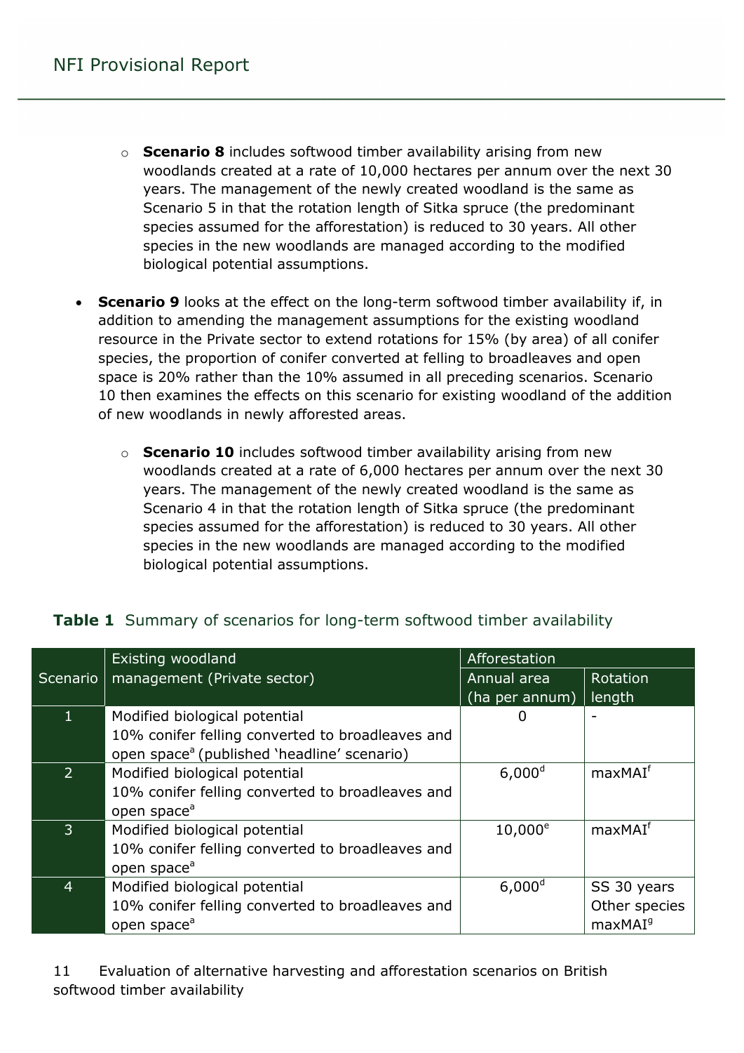- **Scenario 8** includes softwood timber availability arising from new woodlands created at a rate of 10,000 hectares per annum over the next 30 years. The management of the newly created woodland is the same as Scenario 5 in that the rotation length of Sitka spruce (the predominant species assumed for the afforestation) is reduced to 30 years. All other species in the new woodlands are managed according to the modified biological potential assumptions.

- **Scenario 9** looks at the effect on the long-term softwood timber availability if, in addition to amending the management assumptions for the existing woodland resource in the Private sector to extend rotations for 15% (by area) of all conifer species, the proportion of conifer converted at felling to broadleaves and open space is 20% rather than the 10% assumed in all preceding scenarios. Scenario 10 then examines the effects on this scenario for existing woodland of the addition of new woodlands in newly afforested areas.

  - **Scenario 10** includes softwood timber availability arising from new woodlands created at a rate of 6,000 hectares per annum over the next 30 years. The management of the newly created woodland is the same as Scenario 4 in that the rotation length of Sitka spruce (the predominant species assumed for the afforestation) is reduced to 30 years. All other species in the new woodlands are managed according to the modified biological potential assumptions.

**Table 1** Summary of scenarios for long-term softwood timber availability

| Scenario | Existing woodland management (Private sector) | Afforestation | |
|---|---|---|---|
| | | Annual area (ha per annum) | Rotation length |
| 1 | Modified biological potential<br>10% conifer felling converted to broadleaves and open space[a] (published 'headline' scenario) | 0 | - |
| 2 | Modified biological potential<br>10% conifer felling converted to broadleaves and open space[a] | 6,000[d] | maxMAI[f] |
| 3 | Modified biological potential<br>10% conifer felling converted to broadleaves and open space[a] | 10,000[e] | maxMAI[f] |
| 4 | Modified biological potential<br>10% conifer felling converted to broadleaves and open space[a] | 6,000[d] | SS 30 years<br>Other species maxMAI[g] |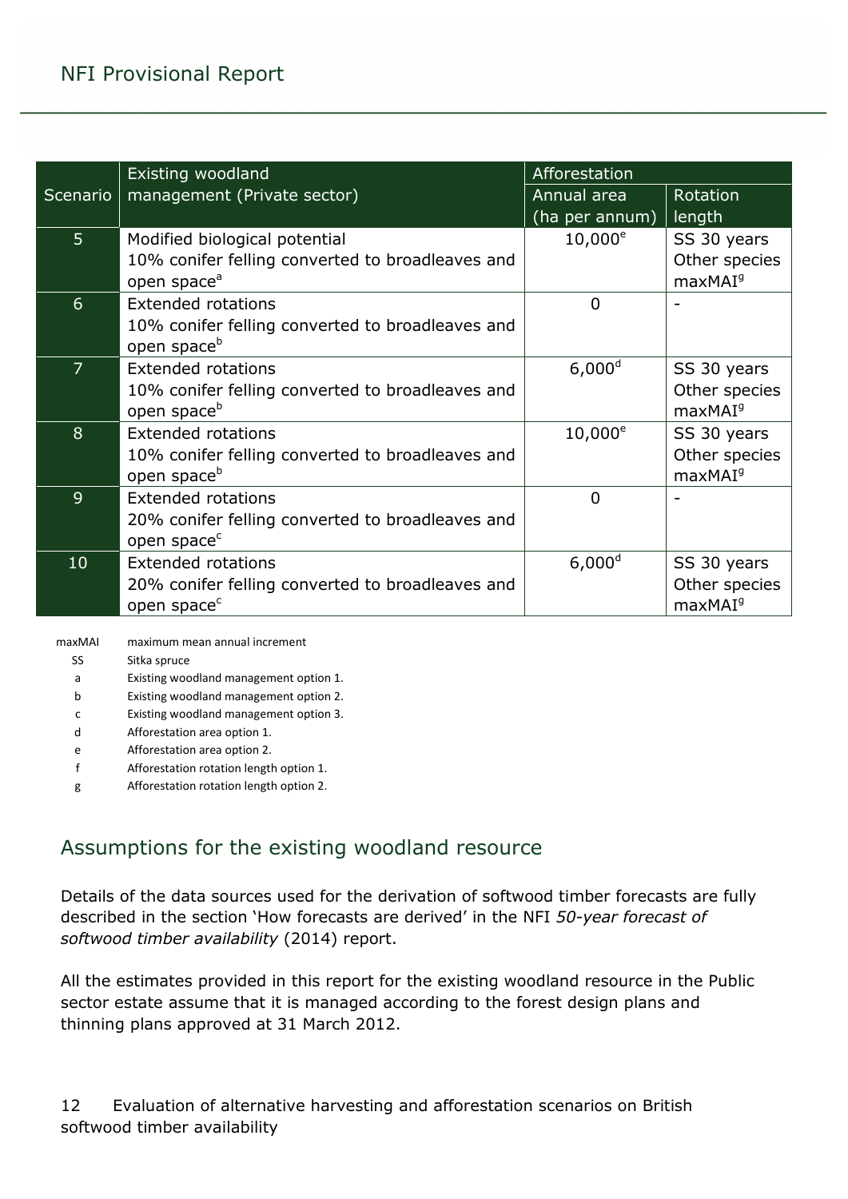| Scenario | Existing woodland management (Private sector) | Afforestation | |
|---|---|---|---|
| | | Annual area (ha per annum) | Rotation length |
| 5 | Modified biological potential<br>10% conifer felling converted to broadleaves and open space[a] | 10,000[e] | SS 30 years<br>Other species maxMAI[g] |
| 6 | Extended rotations<br>10% conifer felling converted to broadleaves and open space[b] | 0 | - |
| 7 | Extended rotations<br>10% conifer felling converted to broadleaves and open space[b] | 6,000[d] | SS 30 years<br>Other species maxMAI[g] |
| 8 | Extended rotations<br>10% conifer felling converted to broadleaves and open space[b] | 10,000[e] | SS 30 years<br>Other species maxMAI[g] |
| 9 | Extended rotations<br>20% conifer felling converted to broadleaves and open space[c] | 0 | - |
| 10 | Extended rotations<br>20% conifer felling converted to broadleaves and open space[c] | 6,000[d] | SS 30 years<br>Other species maxMAI[g] |

maxMAI maximum mean annual increment
SS Sitka spruce
a Existing woodland management option 1.
b Existing woodland management option 2.
c Existing woodland management option 3.
d Afforestation area option 1.
e Afforestation area option 2.
f Afforestation rotation length option 1.
g Afforestation rotation length option 2.

## Assumptions for the existing woodland resource

Details of the data sources used for the derivation of softwood timber forecasts are fully described in the section 'How forecasts are derived' in the NFI *50-year forecast of softwood timber availability* (2014) report.

All the estimates provided in this report for the existing woodland resource in the Public sector estate assume that it is managed according to the forest design plans and thinning plans approved at 31 March 2012.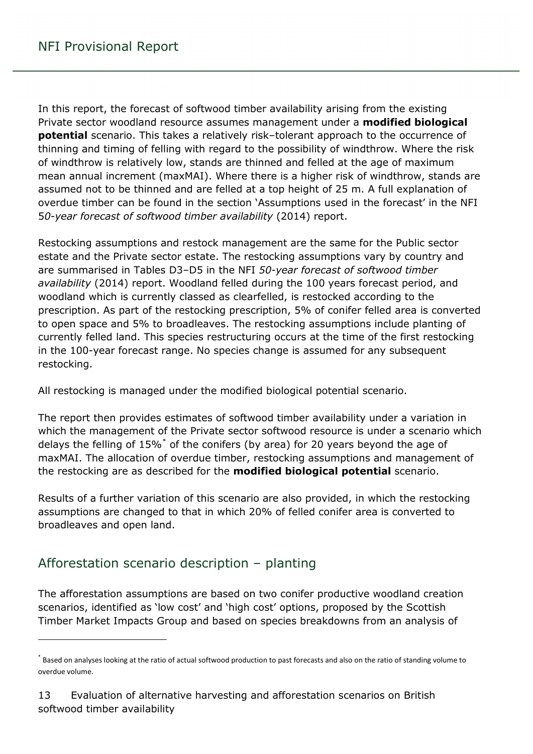In this report, the forecast of softwood timber availability arising from the existing Private sector woodland resource assumes management under a **modified biological potential** scenario. This takes a relatively risk–tolerant approach to the occurrence of thinning and timing of felling with regard to the possibility of windthrow. Where the risk of windthrow is relatively low, stands are thinned and felled at the age of maximum mean annual increment (maxMAI). Where there is a higher risk of windthrow, stands are assumed not to be thinned and are felled at a top height of 25 m. A full explanation of overdue timber can be found in the section 'Assumptions used in the forecast' in the NFI 5*0-year forecast of softwood timber availability* (2014) report.

Restocking assumptions and restock management are the same for the Public sector estate and the Private sector estate. The restocking assumptions vary by country and are summarised in Tables D3–D5 in the NFI *50-year forecast of softwood timber availability* (2014) report. Woodland felled during the 100 years forecast period, and woodland which is currently classed as clearfelled, is restocked according to the prescription. As part of the restocking prescription, 5% of conifer felled area is converted to open space and 5% to broadleaves. The restocking assumptions include planting of currently felled land. This species restructuring occurs at the time of the first restocking in the 100-year forecast range. No species change is assumed for any subsequent restocking.

All restocking is managed under the modified biological potential scenario.

The report then provides estimates of softwood timber availability under a variation in which the management of the Private sector softwood resource is under a scenario which delays the felling of 15%[*] of the conifers (by area) for 20 years beyond the age of maxMAI. The allocation of overdue timber, restocking assumptions and management of the restocking are as described for the **modified biological potential** scenario.

Results of a further variation of this scenario are also provided, in which the restocking assumptions are changed to that in which 20% of felled conifer area is converted to broadleaves and open land.

## Afforestation scenario description – planting

The afforestation assumptions are based on two conifer productive woodland creation scenarios, identified as 'low cost' and 'high cost' options, proposed by the Scottish Timber Market Impacts Group and based on species breakdowns from an analysis of

[*] Based on analyses looking at the ratio of actual softwood production to past forecasts and also on the ratio of standing volume to overdue volume.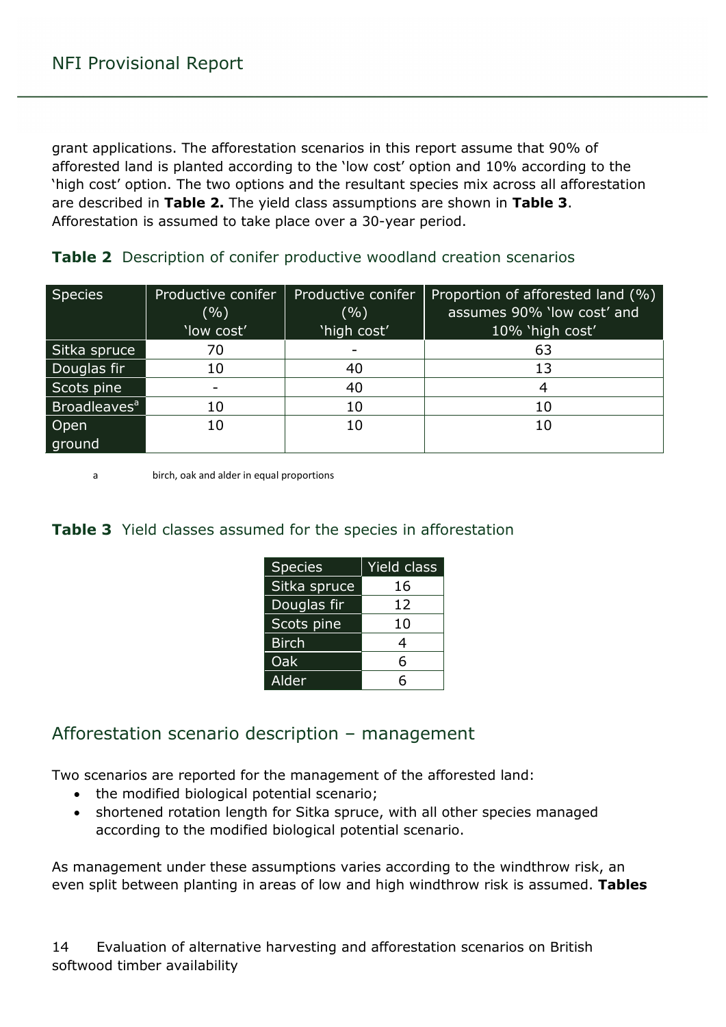grant applications. The afforestation scenarios in this report assume that 90% of afforested land is planted according to the 'low cost' option and 10% according to the 'high cost' option. The two options and the resultant species mix across all afforestation are described in **Table 2.** The yield class assumptions are shown in **Table 3**. Afforestation is assumed to take place over a 30-year period.

### **Table 2** Description of conifer productive woodland creation scenarios

| Species | Productive conifer (%) 'low cost' | Productive conifer (%) 'high cost' | Proportion of afforested land (%) assumes 90% 'low cost' and 10% 'high cost' |
|---|---|---|---|
| Sitka spruce | 70 | - | 63 |
| Douglas fir | 10 | 40 | 13 |
| Scots pine | - | 40 | 4 |
| Broadleaves[a] | 10 | 10 | 10 |
| Open ground | 10 | 10 | 10 |

a birch, oak and alder in equal proportions

### **Table 3** Yield classes assumed for the species in afforestation

| Species | Yield class |
|---|---|
| Sitka spruce | 16 |
| Douglas fir | 12 |
| Scots pine | 10 |
| Birch | 4 |
| Oak | 6 |
| Alder | 6 |

## Afforestation scenario description – management

Two scenarios are reported for the management of the afforested land:

- the modified biological potential scenario;
- shortened rotation length for Sitka spruce, with all other species managed according to the modified biological potential scenario.

As management under these assumptions varies according to the windthrow risk, an even split between planting in areas of low and high windthrow risk is assumed. **Tables**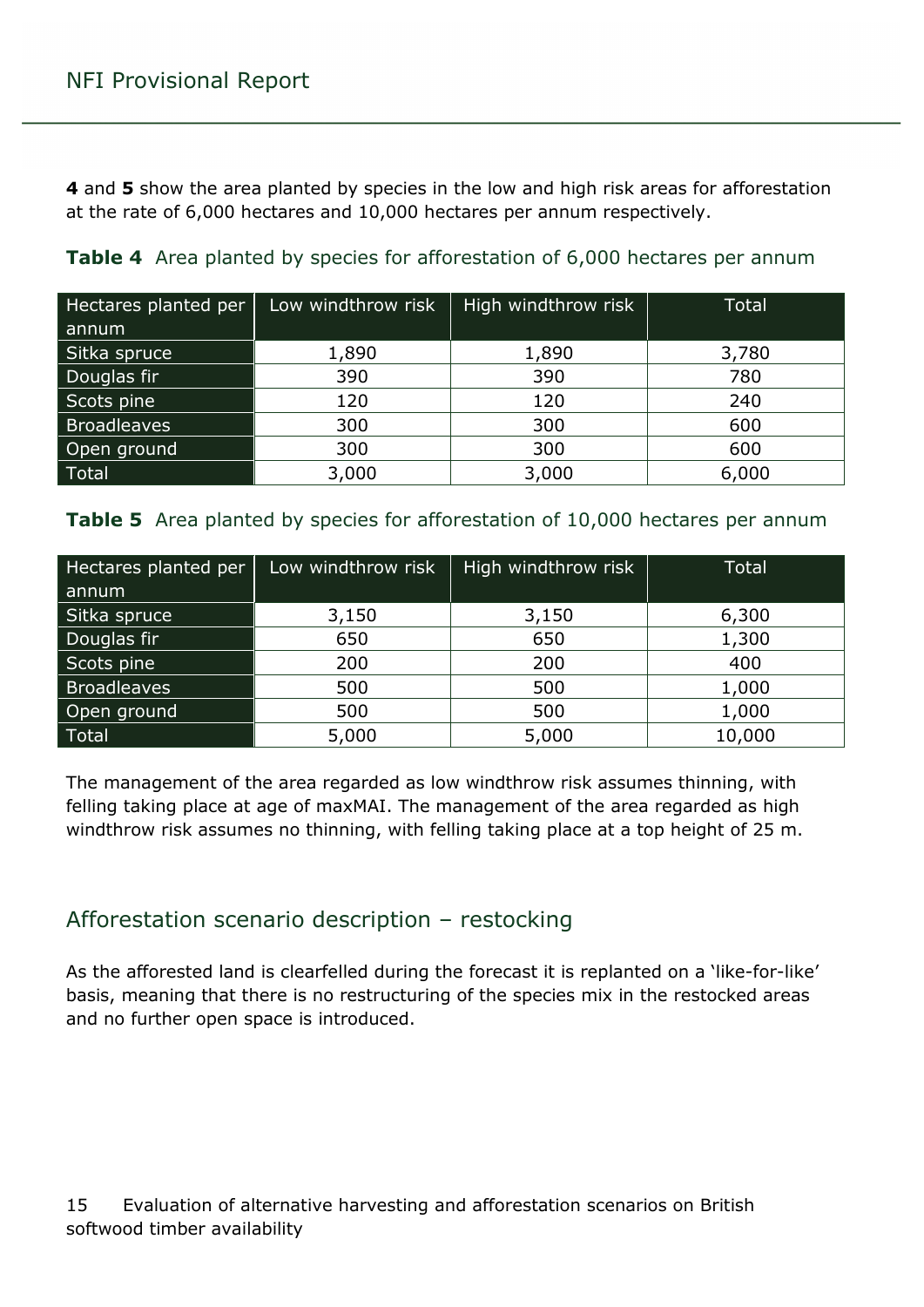**4** and **5** show the area planted by species in the low and high risk areas for afforestation at the rate of 6,000 hectares and 10,000 hectares per annum respectively.

**Table 4** Area planted by species for afforestation of 6,000 hectares per annum

| Hectares planted per annum | Low windthrow risk | High windthrow risk | Total |
|---|---|---|---|
| Sitka spruce | 1,890 | 1,890 | 3,780 |
| Douglas fir | 390 | 390 | 780 |
| Scots pine | 120 | 120 | 240 |
| Broadleaves | 300 | 300 | 600 |
| Open ground | 300 | 300 | 600 |
| Total | 3,000 | 3,000 | 6,000 |

**Table 5** Area planted by species for afforestation of 10,000 hectares per annum

| Hectares planted per annum | Low windthrow risk | High windthrow risk | Total |
|---|---|---|---|
| Sitka spruce | 3,150 | 3,150 | 6,300 |
| Douglas fir | 650 | 650 | 1,300 |
| Scots pine | 200 | 200 | 400 |
| Broadleaves | 500 | 500 | 1,000 |
| Open ground | 500 | 500 | 1,000 |
| Total | 5,000 | 5,000 | 10,000 |

The management of the area regarded as low windthrow risk assumes thinning, with felling taking place at age of maxMAI. The management of the area regarded as high windthrow risk assumes no thinning, with felling taking place at a top height of 25 m.

## Afforestation scenario description – restocking

As the afforested land is clearfelled during the forecast it is replanted on a 'like-for-like' basis, meaning that there is no restructuring of the species mix in the restocked areas and no further open space is introduced.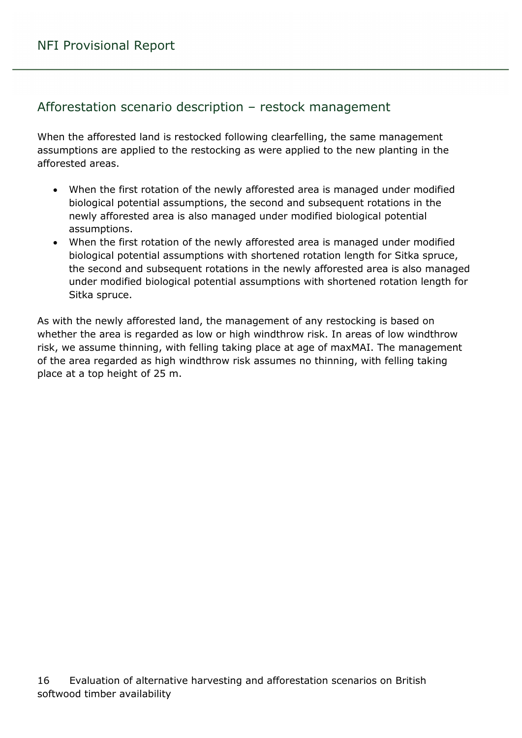## Afforestation scenario description – restock management

When the afforested land is restocked following clearfelling, the same management assumptions are applied to the restocking as were applied to the new planting in the afforested areas.

- When the first rotation of the newly afforested area is managed under modified biological potential assumptions, the second and subsequent rotations in the newly afforested area is also managed under modified biological potential assumptions.
- When the first rotation of the newly afforested area is managed under modified biological potential assumptions with shortened rotation length for Sitka spruce, the second and subsequent rotations in the newly afforested area is also managed under modified biological potential assumptions with shortened rotation length for Sitka spruce.

As with the newly afforested land, the management of any restocking is based on whether the area is regarded as low or high windthrow risk. In areas of low windthrow risk, we assume thinning, with felling taking place at age of maxMAI. The management of the area regarded as high windthrow risk assumes no thinning, with felling taking place at a top height of 25 m.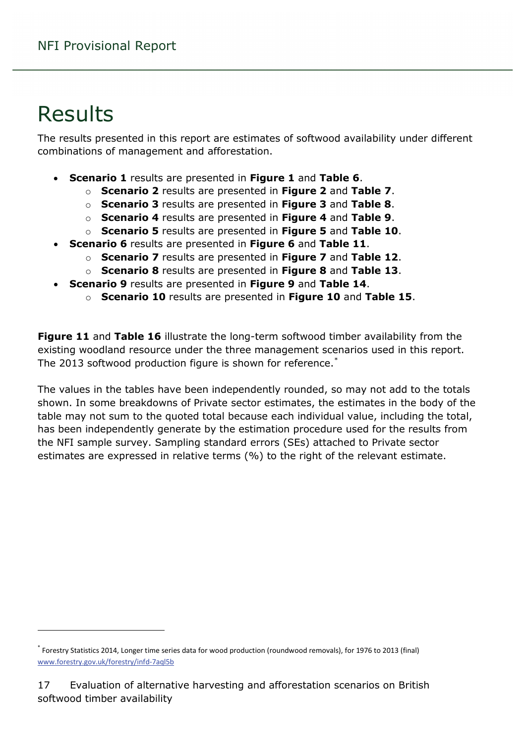# Results

The results presented in this report are estimates of softwood availability under different combinations of management and afforestation.

- **Scenario 1** results are presented in **Figure 1** and **Table 6**.
    - **Scenario 2** results are presented in **Figure 2** and **Table 7**.
    - **Scenario 3** results are presented in **Figure 3** and **Table 8**.
    - **Scenario 4** results are presented in **Figure 4** and **Table 9**.
    - **Scenario 5** results are presented in **Figure 5** and **Table 10**.
- **Scenario 6** results are presented in **Figure 6** and **Table 11**.
    - **Scenario 7** results are presented in **Figure 7** and **Table 12**.
    - **Scenario 8** results are presented in **Figure 8** and **Table 13**.
- **Scenario 9** results are presented in **Figure 9** and **Table 14**.
    - **Scenario 10** results are presented in **Figure 10** and **Table 15**.

**Figure 11** and **Table 16** illustrate the long-term softwood timber availability from the existing woodland resource under the three management scenarios used in this report. The 2013 softwood production figure is shown for reference.*

The values in the tables have been independently rounded, so may not add to the totals shown. In some breakdowns of Private sector estimates, the estimates in the body of the table may not sum to the quoted total because each individual value, including the total, has been independently generate by the estimation procedure used for the results from the NFI sample survey. Sampling standard errors (SEs) attached to Private sector estimates are expressed in relative terms (%) to the right of the relevant estimate.

---

* Forestry Statistics 2014, Longer time series data for wood production (roundwood removals), for 1976 to 2013 (final) www.forestry.gov.uk/forestry/infd-7aql5b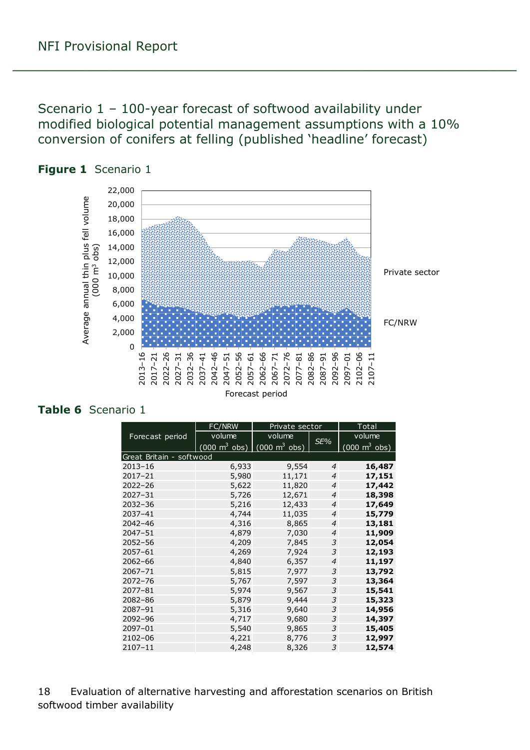## Scenario 1 – 100-year forecast of softwood availability under modified biological potential management assumptions with a 10% conversion of conifers at felling (published 'headline' forecast)

**Figure 1** Scenario 1

**Table 6** Scenario 1

| Forecast period | FC/NRW volume (000 $m^3$ obs) | Private sector volume (000 $m^3$ obs) | Private sector *SE%* | Total volume (000 $m^3$ obs) |
|---|---|---|---|---|
| Great Britain - softwood | | | | |
| 2013–16 | 6,933 | 9,554 | *4* | **16,487** |
| 2017–21 | 5,980 | 11,171 | *4* | **17,151** |
| 2022–26 | 5,622 | 11,820 | *4* | **17,442** |
| 2027–31 | 5,726 | 12,671 | *4* | **18,398** |
| 2032–36 | 5,216 | 12,433 | *4* | **17,649** |
| 2037–41 | 4,744 | 11,035 | *4* | **15,779** |
| 2042–46 | 4,316 | 8,865 | *4* | **13,181** |
| 2047–51 | 4,879 | 7,030 | *4* | **11,909** |
| 2052–56 | 4,209 | 7,845 | *3* | **12,054** |
| 2057–61 | 4,269 | 7,924 | *3* | **12,193** |
| 2062–66 | 4,840 | 6,357 | *4* | **11,197** |
| 2067–71 | 5,815 | 7,977 | *3* | **13,792** |
| 2072–76 | 5,767 | 7,597 | *3* | **13,364** |
| 2077–81 | 5,974 | 9,567 | *3* | **15,541** |
| 2082–86 | 5,879 | 9,444 | *3* | **15,323** |
| 2087–91 | 5,316 | 9,640 | *3* | **14,956** |
| 2092–96 | 4,717 | 9,680 | *3* | **14,397** |
| 2097–01 | 5,540 | 9,865 | *3* | **15,405** |
| 2102–06 | 4,221 | 8,776 | *3* | **12,997** |
| 2107–11 | 4,248 | 8,326 | *3* | **12,574** |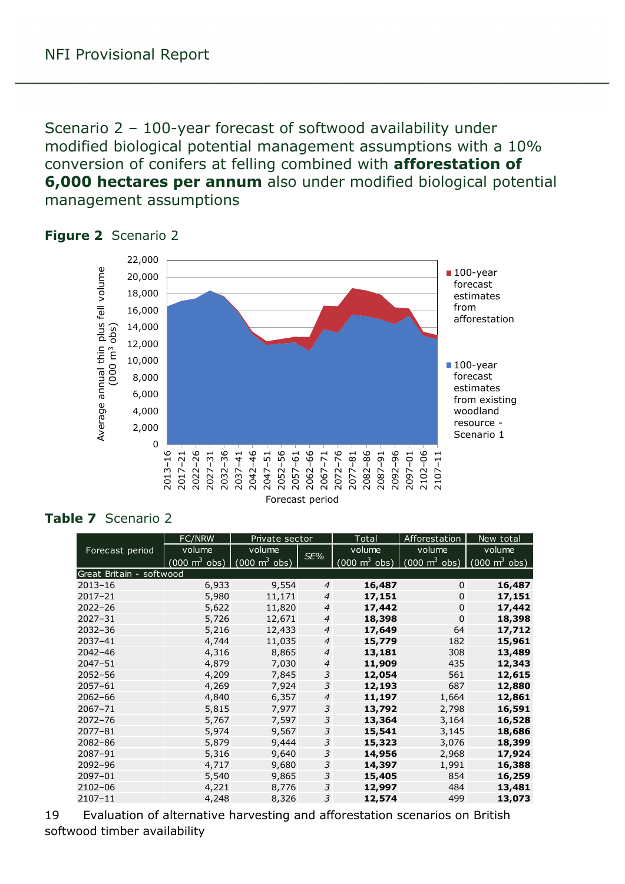Scenario 2 – 100-year forecast of softwood availability under modified biological potential management assumptions with a 10% conversion of conifers at felling combined with **afforestation of 6,000 hectares per annum** also under modified biological potential management assumptions

**Figure 2** Scenario 2

**Table 7** Scenario 2

| Forecast period | FC/NRW volume (000 m$^3$ obs) | Private sector volume (000 m$^3$ obs) | Private sector SE% | Total volume (000 m$^3$ obs) | Afforestation volume (000 m$^3$ obs) | New total volume (000 m$^3$ obs) |
|---|---|---|---|---|---|---|
| Great Britain - softwood | | | | | | |
| 2013–16 | 6,933 | 9,554 | *4* | **16,487** | 0 | **16,487** |
| 2017–21 | 5,980 | 11,171 | *4* | **17,151** | 0 | **17,151** |
| 2022–26 | 5,622 | 11,820 | *4* | **17,442** | 0 | **17,442** |
| 2027–31 | 5,726 | 12,671 | *4* | **18,398** | 0 | **18,398** |
| 2032–36 | 5,216 | 12,433 | *4* | **17,649** | 64 | **17,712** |
| 2037–41 | 4,744 | 11,035 | *4* | **15,779** | 182 | **15,961** |
| 2042–46 | 4,316 | 8,865 | *4* | **13,181** | 308 | **13,489** |
| 2047–51 | 4,879 | 7,030 | *4* | **11,909** | 435 | **12,343** |
| 2052–56 | 4,209 | 7,845 | *3* | **12,054** | 561 | **12,615** |
| 2057–61 | 4,269 | 7,924 | *3* | **12,193** | 687 | **12,880** |
| 2062–66 | 4,840 | 6,357 | *4* | **11,197** | 1,664 | **12,861** |
| 2067–71 | 5,815 | 7,977 | *3* | **13,792** | 2,798 | **16,591** |
| 2072–76 | 5,767 | 7,597 | *3* | **13,364** | 3,164 | **16,528** |
| 2077–81 | 5,974 | 9,567 | *3* | **15,541** | 3,145 | **18,686** |
| 2082–86 | 5,879 | 9,444 | *3* | **15,323** | 3,076 | **18,399** |
| 2087–91 | 5,316 | 9,640 | *3* | **14,956** | 2,968 | **17,924** |
| 2092–96 | 4,717 | 9,680 | *3* | **14,397** | 1,991 | **16,388** |
| 2097–01 | 5,540 | 9,865 | *3* | **15,405** | 854 | **16,259** |
| 2102–06 | 4,221 | 8,776 | *3* | **12,997** | 484 | **13,481** |
| 2107–11 | 4,248 | 8,326 | *3* | **12,574** | 499 | **13,073** |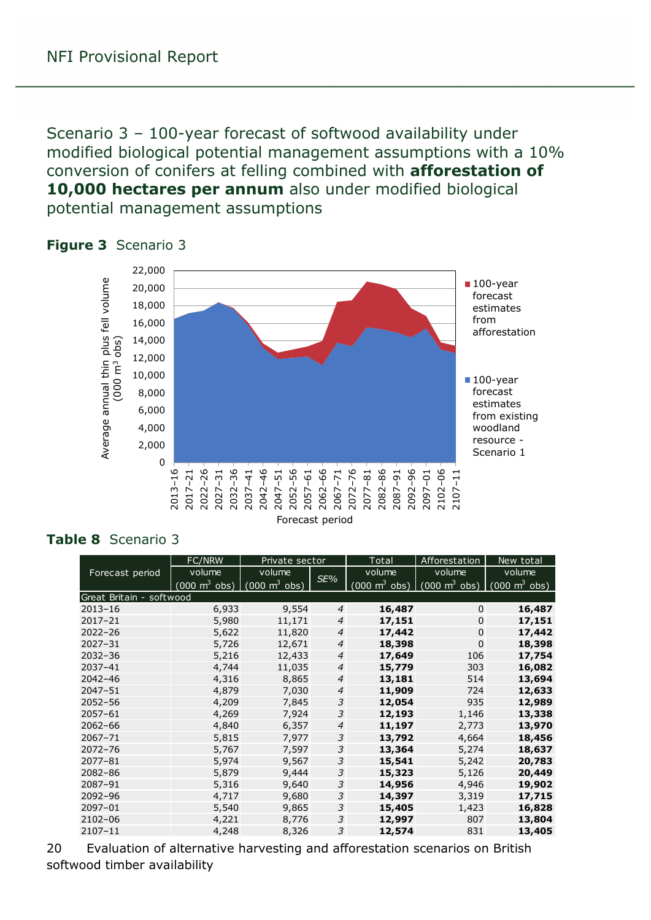Scenario 3 – 100-year forecast of softwood availability under modified biological potential management assumptions with a 10% conversion of conifers at felling combined with **afforestation of 10,000 hectares per annum** also under modified biological potential management assumptions

**Figure 3** Scenario 3

**Table 8** Scenario 3

| Forecast period | FC/NRW volume (000 m³ obs) | Private sector volume (000 m³ obs) | Private sector SE% | Total volume (000 m³ obs) | Afforestation volume (000 m³ obs) | New total volume (000 m³ obs) |
|---|---|---|---|---|---|---|
| Great Britain - softwood | | | | | | |
| 2013–16 | 6,933 | 9,554 | *4* | **16,487** | 0 | **16,487** |
| 2017–21 | 5,980 | 11,171 | *4* | **17,151** | 0 | **17,151** |
| 2022–26 | 5,622 | 11,820 | *4* | **17,442** | 0 | **17,442** |
| 2027–31 | 5,726 | 12,671 | *4* | **18,398** | 0 | **18,398** |
| 2032–36 | 5,216 | 12,433 | *4* | **17,649** | 106 | **17,754** |
| 2037–41 | 4,744 | 11,035 | *4* | **15,779** | 303 | **16,082** |
| 2042–46 | 4,316 | 8,865 | *4* | **13,181** | 514 | **13,694** |
| 2047–51 | 4,879 | 7,030 | *4* | **11,909** | 724 | **12,633** |
| 2052–56 | 4,209 | 7,845 | *3* | **12,054** | 935 | **12,989** |
| 2057–61 | 4,269 | 7,924 | *3* | **12,193** | 1,146 | **13,338** |
| 2062–66 | 4,840 | 6,357 | *4* | **11,197** | 2,773 | **13,970** |
| 2067–71 | 5,815 | 7,977 | *3* | **13,792** | 4,664 | **18,456** |
| 2072–76 | 5,767 | 7,597 | *3* | **13,364** | 5,274 | **18,637** |
| 2077–81 | 5,974 | 9,567 | *3* | **15,541** | 5,242 | **20,783** |
| 2082–86 | 5,879 | 9,444 | *3* | **15,323** | 5,126 | **20,449** |
| 2087–91 | 5,316 | 9,640 | *3* | **14,956** | 4,946 | **19,902** |
| 2092–96 | 4,717 | 9,680 | *3* | **14,397** | 3,319 | **17,715** |
| 2097–01 | 5,540 | 9,865 | *3* | **15,405** | 1,423 | **16,828** |
| 2102–06 | 4,221 | 8,776 | *3* | **12,997** | 807 | **13,804** |
| 2107–11 | 4,248 | 8,326 | *3* | **12,574** | 831 | **13,405** |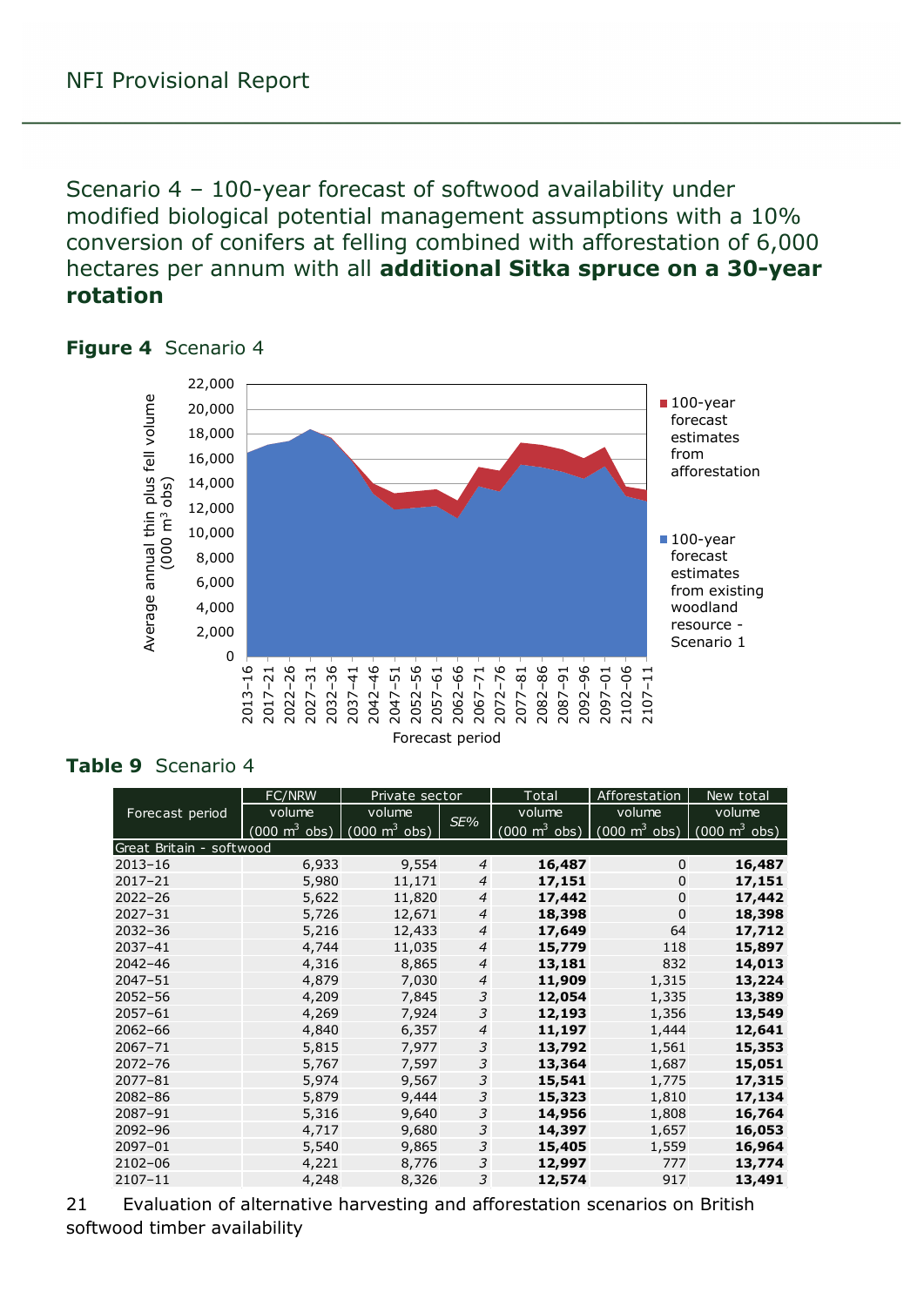## Scenario 4 – 100-year forecast of softwood availability under modified biological potential management assumptions with a 10% conversion of conifers at felling combined with afforestation of 6,000 hectares per annum with all **additional Sitka spruce on a 30-year rotation**

**Figure 4** Scenario 4

**Table 9** Scenario 4

| Forecast period | FC/NRW volume (000 m³ obs) | Private sector volume (000 m³ obs) | Private sector SE% | Total volume (000 m³ obs) | Afforestation volume (000 m³ obs) | New total volume (000 m³ obs) |
|---|---|---|---|---|---|---|
| Great Britain - softwood | | | | | | |
| 2013–16 | 6,933 | 9,554 | *4* | **16,487** | 0 | **16,487** |
| 2017–21 | 5,980 | 11,171 | *4* | **17,151** | 0 | **17,151** |
| 2022–26 | 5,622 | 11,820 | *4* | **17,442** | 0 | **17,442** |
| 2027–31 | 5,726 | 12,671 | *4* | **18,398** | 0 | **18,398** |
| 2032–36 | 5,216 | 12,433 | *4* | **17,649** | 64 | **17,712** |
| 2037–41 | 4,744 | 11,035 | *4* | **15,779** | 118 | **15,897** |
| 2042–46 | 4,316 | 8,865 | *4* | **13,181** | 832 | **14,013** |
| 2047–51 | 4,879 | 7,030 | *4* | **11,909** | 1,315 | **13,224** |
| 2052–56 | 4,209 | 7,845 | *3* | **12,054** | 1,335 | **13,389** |
| 2057–61 | 4,269 | 7,924 | *3* | **12,193** | 1,356 | **13,549** |
| 2062–66 | 4,840 | 6,357 | *4* | **11,197** | 1,444 | **12,641** |
| 2067–71 | 5,815 | 7,977 | *3* | **13,792** | 1,561 | **15,353** |
| 2072–76 | 5,767 | 7,597 | *3* | **13,364** | 1,687 | **15,051** |
| 2077–81 | 5,974 | 9,567 | *3* | **15,541** | 1,775 | **17,315** |
| 2082–86 | 5,879 | 9,444 | *3* | **15,323** | 1,810 | **17,134** |
| 2087–91 | 5,316 | 9,640 | *3* | **14,956** | 1,808 | **16,764** |
| 2092–96 | 4,717 | 9,680 | *3* | **14,397** | 1,657 | **16,053** |
| 2097–01 | 5,540 | 9,865 | *3* | **15,405** | 1,559 | **16,964** |
| 2102–06 | 4,221 | 8,776 | *3* | **12,997** | 777 | **13,774** |
| 2107–11 | 4,248 | 8,326 | *3* | **12,574** | 917 | **13,491** |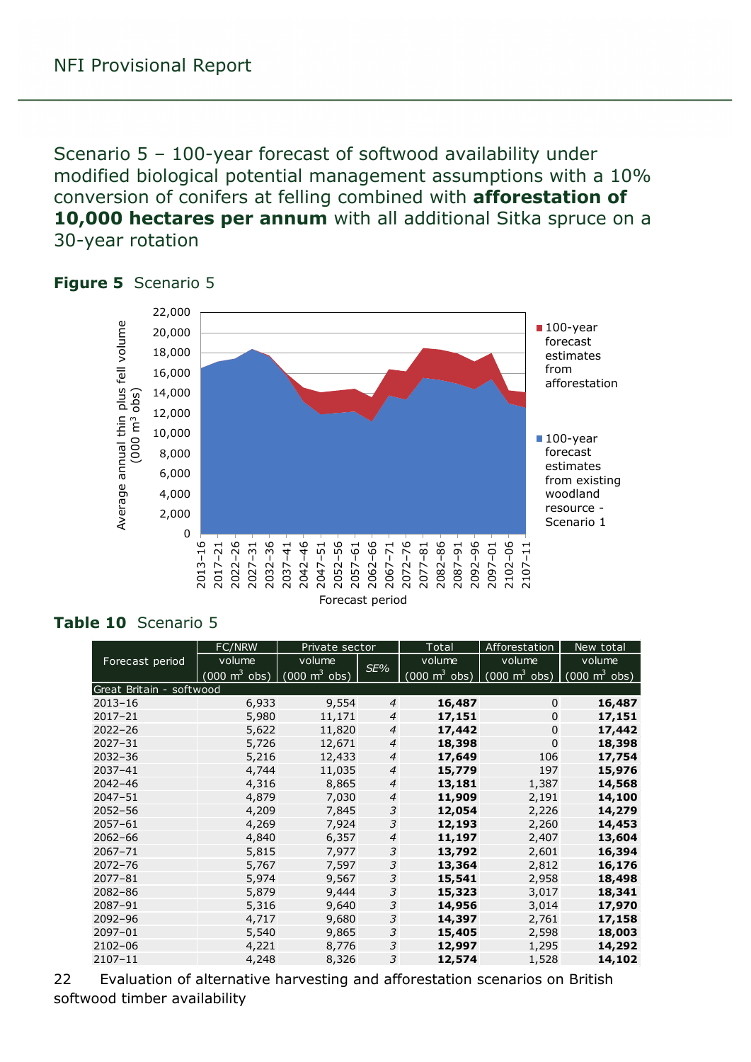## Scenario 5 – 100-year forecast of softwood availability under modified biological potential management assumptions with a 10% conversion of conifers at felling combined with **afforestation of 10,000 hectares per annum** with all additional Sitka spruce on a 30-year rotation

**Figure 5** Scenario 5

**Table 10** Scenario 5

| Forecast period | FC/NRW volume (000 m³ obs) | Private sector volume (000 m³ obs) | Private sector SE% | Total volume (000 m³ obs) | Afforestation volume (000 m³ obs) | New total volume (000 m³ obs) |
|---|---|---|---|---|---|---|
| Great Britain - softwood | | | | | | |
| 2013–16 | 6,933 | 9,554 | *4* | **16,487** | 0 | **16,487** |
| 2017–21 | 5,980 | 11,171 | *4* | **17,151** | 0 | **17,151** |
| 2022–26 | 5,622 | 11,820 | *4* | **17,442** | 0 | **17,442** |
| 2027–31 | 5,726 | 12,671 | *4* | **18,398** | 0 | **18,398** |
| 2032–36 | 5,216 | 12,433 | *4* | **17,649** | 106 | **17,754** |
| 2037–41 | 4,744 | 11,035 | *4* | **15,779** | 197 | **15,976** |
| 2042–46 | 4,316 | 8,865 | *4* | **13,181** | 1,387 | **14,568** |
| 2047–51 | 4,879 | 7,030 | *4* | **11,909** | 2,191 | **14,100** |
| 2052–56 | 4,209 | 7,845 | *3* | **12,054** | 2,226 | **14,279** |
| 2057–61 | 4,269 | 7,924 | *3* | **12,193** | 2,260 | **14,453** |
| 2062–66 | 4,840 | 6,357 | *4* | **11,197** | 2,407 | **13,604** |
| 2067–71 | 5,815 | 7,977 | *3* | **13,792** | 2,601 | **16,394** |
| 2072–76 | 5,767 | 7,597 | *3* | **13,364** | 2,812 | **16,176** |
| 2077–81 | 5,974 | 9,567 | *3* | **15,541** | 2,958 | **18,498** |
| 2082–86 | 5,879 | 9,444 | *3* | **15,323** | 3,017 | **18,341** |
| 2087–91 | 5,316 | 9,640 | *3* | **14,956** | 3,014 | **17,970** |
| 2092–96 | 4,717 | 9,680 | *3* | **14,397** | 2,761 | **17,158** |
| 2097–01 | 5,540 | 9,865 | *3* | **15,405** | 2,598 | **18,003** |
| 2102–06 | 4,221 | 8,776 | *3* | **12,997** | 1,295 | **14,292** |
| 2107–11 | 4,248 | 8,326 | *3* | **12,574** | 1,528 | **14,102** |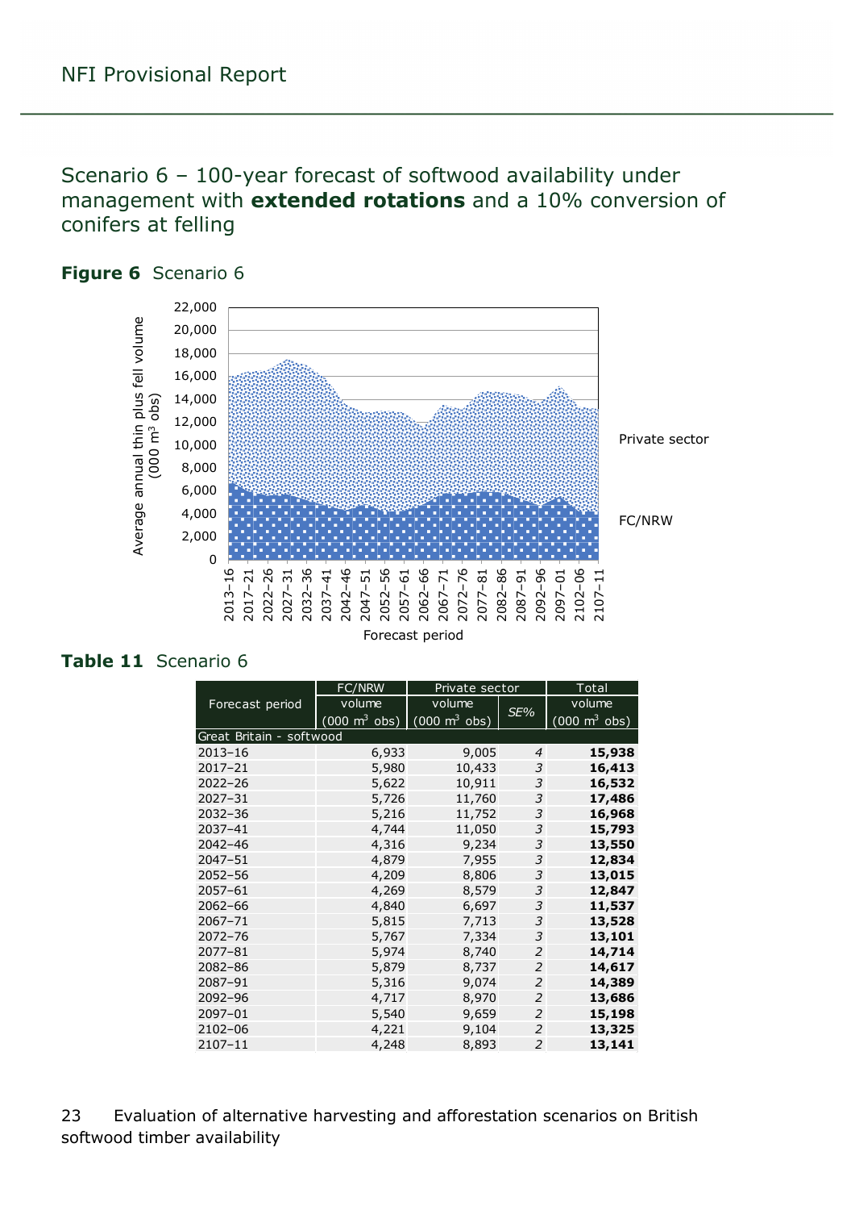## Scenario 6 – 100-year forecast of softwood availability under management with **extended rotations** and a 10% conversion of conifers at felling

**Figure 6** Scenario 6

**Table 11** Scenario 6

| Forecast period | FC/NRW volume (000 $m^3$ obs) | Private sector volume (000 $m^3$ obs) | Private sector *SE%* | Total volume (000 $m^3$ obs) |
|---|---|---|---|---|
| Great Britain - softwood | | | | |
| 2013–16 | 6,933 | 9,005 | *4* | **15,938** |
| 2017–21 | 5,980 | 10,433 | *3* | **16,413** |
| 2022–26 | 5,622 | 10,911 | *3* | **16,532** |
| 2027–31 | 5,726 | 11,760 | *3* | **17,486** |
| 2032–36 | 5,216 | 11,752 | *3* | **16,968** |
| 2037–41 | 4,744 | 11,050 | *3* | **15,793** |
| 2042–46 | 4,316 | 9,234 | *3* | **13,550** |
| 2047–51 | 4,879 | 7,955 | *3* | **12,834** |
| 2052–56 | 4,209 | 8,806 | *3* | **13,015** |
| 2057–61 | 4,269 | 8,579 | *3* | **12,847** |
| 2062–66 | 4,840 | 6,697 | *3* | **11,537** |
| 2067–71 | 5,815 | 7,713 | *3* | **13,528** |
| 2072–76 | 5,767 | 7,334 | *3* | **13,101** |
| 2077–81 | 5,974 | 8,740 | *2* | **14,714** |
| 2082–86 | 5,879 | 8,737 | *2* | **14,617** |
| 2087–91 | 5,316 | 9,074 | *2* | **14,389** |
| 2092–96 | 4,717 | 8,970 | *2* | **13,686** |
| 2097–01 | 5,540 | 9,659 | *2* | **15,198** |
| 2102–06 | 4,221 | 9,104 | *2* | **13,325** |
| 2107–11 | 4,248 | 8,893 | *2* | **13,141** |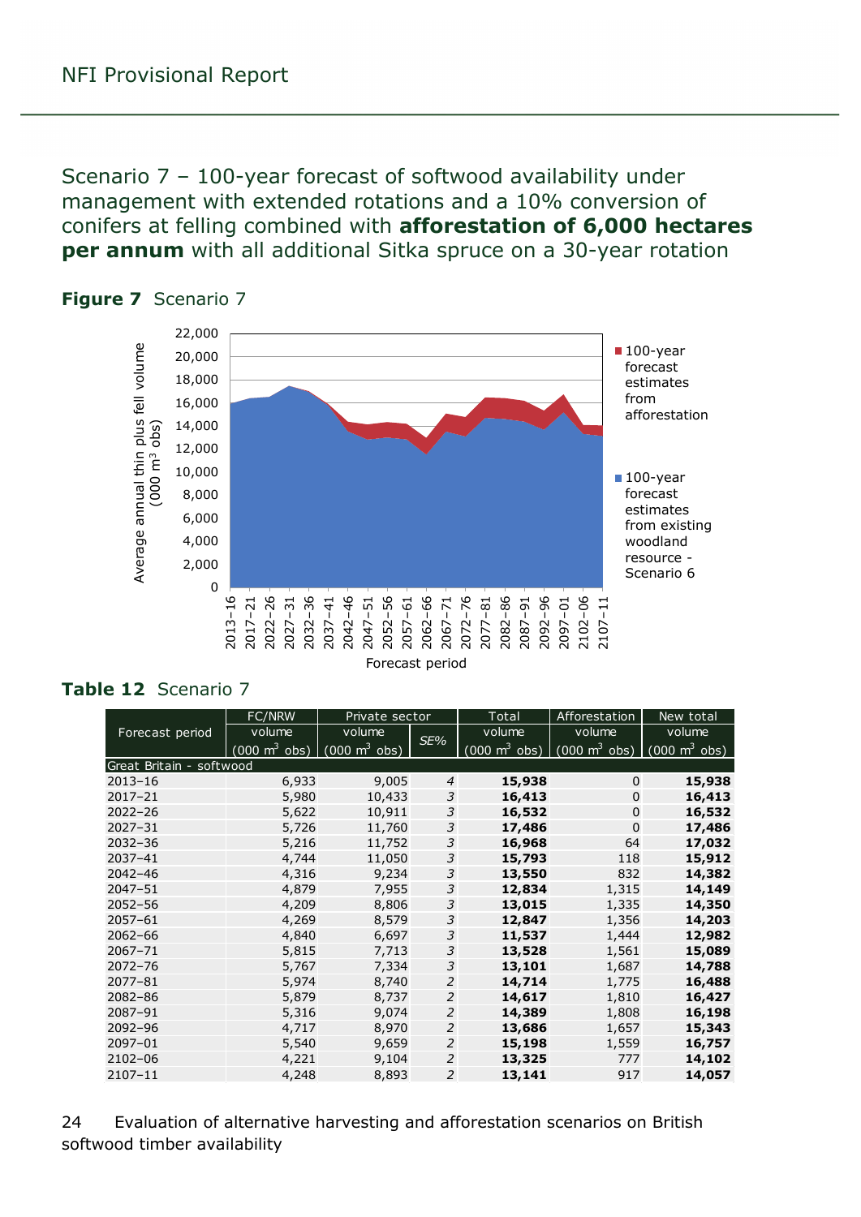Scenario 7 – 100-year forecast of softwood availability under management with extended rotations and a 10% conversion of conifers at felling combined with **afforestation of 6,000 hectares per annum** with all additional Sitka spruce on a 30-year rotation

**Figure 7** Scenario 7

**Table 12** Scenario 7

| Forecast period | FC/NRW volume (000 m³ obs) | Private sector volume (000 m³ obs) | Private sector *SE%* | Total volume (000 m³ obs) | Afforestation volume (000 m³ obs) | New total volume (000 m³ obs) |
|---|---|---|---|---|---|---|
| Great Britain - softwood | | | | | | |
| 2013–16 | 6,933 | 9,005 | *4* | **15,938** | 0 | **15,938** |
| 2017–21 | 5,980 | 10,433 | *3* | **16,413** | 0 | **16,413** |
| 2022–26 | 5,622 | 10,911 | *3* | **16,532** | 0 | **16,532** |
| 2027–31 | 5,726 | 11,760 | *3* | **17,486** | 0 | **17,486** |
| 2032–36 | 5,216 | 11,752 | *3* | **16,968** | 64 | **17,032** |
| 2037–41 | 4,744 | 11,050 | *3* | **15,793** | 118 | **15,912** |
| 2042–46 | 4,316 | 9,234 | *3* | **13,550** | 832 | **14,382** |
| 2047–51 | 4,879 | 7,955 | *3* | **12,834** | 1,315 | **14,149** |
| 2052–56 | 4,209 | 8,806 | *3* | **13,015** | 1,335 | **14,350** |
| 2057–61 | 4,269 | 8,579 | *3* | **12,847** | 1,356 | **14,203** |
| 2062–66 | 4,840 | 6,697 | *3* | **11,537** | 1,444 | **12,982** |
| 2067–71 | 5,815 | 7,713 | *3* | **13,528** | 1,561 | **15,089** |
| 2072–76 | 5,767 | 7,334 | *3* | **13,101** | 1,687 | **14,788** |
| 2077–81 | 5,974 | 8,740 | *2* | **14,714** | 1,775 | **16,488** |
| 2082–86 | 5,879 | 8,737 | *2* | **14,617** | 1,810 | **16,427** |
| 2087–91 | 5,316 | 9,074 | *2* | **14,389** | 1,808 | **16,198** |
| 2092–96 | 4,717 | 8,970 | *2* | **13,686** | 1,657 | **15,343** |
| 2097–01 | 5,540 | 9,659 | *2* | **15,198** | 1,559 | **16,757** |
| 2102–06 | 4,221 | 9,104 | *2* | **13,325** | 777 | **14,102** |
| 2107–11 | 4,248 | 8,893 | *2* | **13,141** | 917 | **14,057** |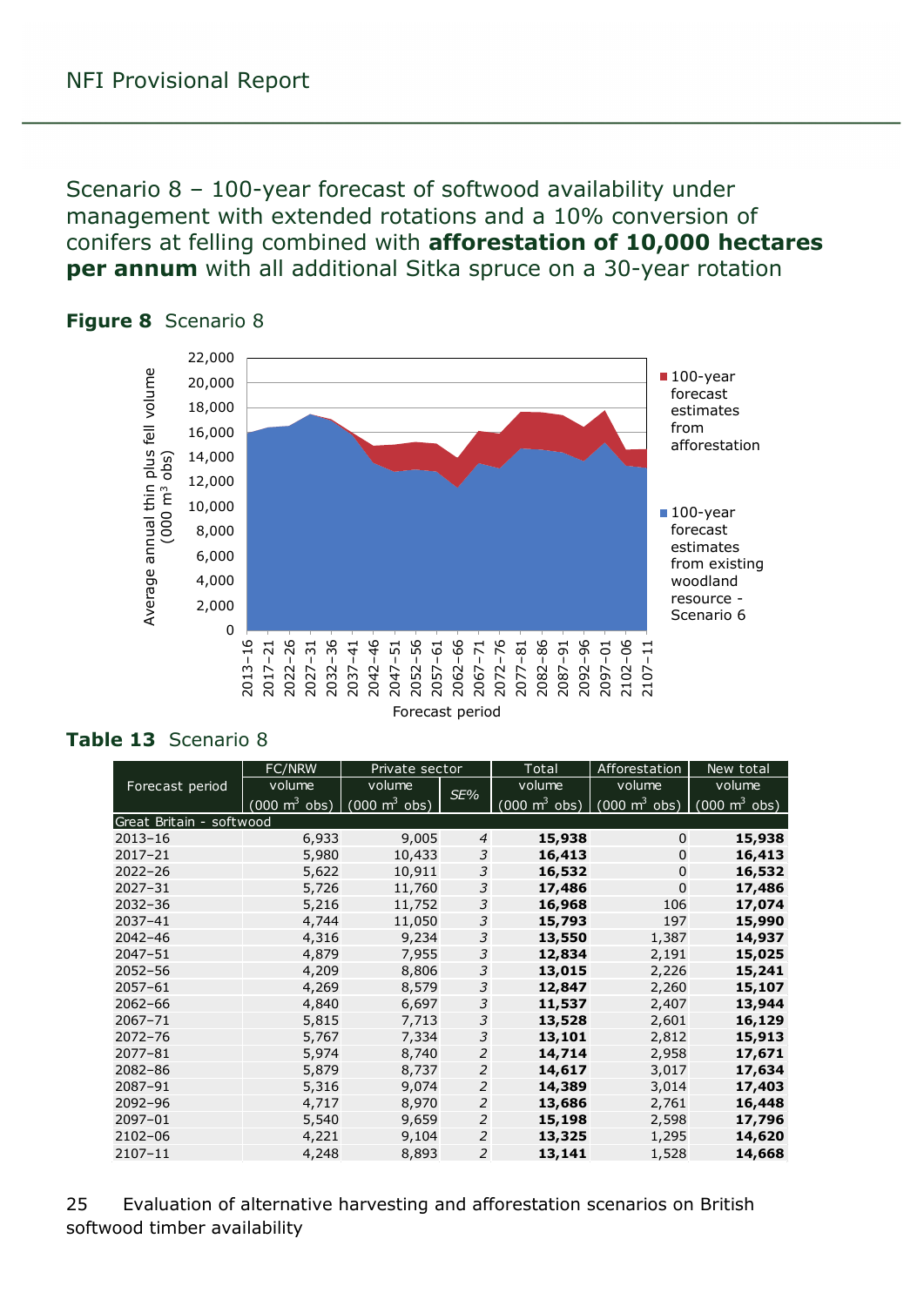## Scenario 8 – 100-year forecast of softwood availability under management with extended rotations and a 10% conversion of conifers at felling combined with **afforestation of 10,000 hectares per annum** with all additional Sitka spruce on a 30-year rotation

**Figure 8** Scenario 8

**Table 13** Scenario 8

| Forecast period | FC/NRW volume (000 m³ obs) | Private sector volume (000 m³ obs) | SE% | Total volume (000 m³ obs) | Afforestation volume (000 m³ obs) | New total volume (000 m³ obs) |
|---|---|---|---|---|---|---|
| Great Britain - softwood | | | | | | |
| 2013–16 | 6,933 | 9,005 | *4* | **15,938** | 0 | **15,938** |
| 2017–21 | 5,980 | 10,433 | *3* | **16,413** | 0 | **16,413** |
| 2022–26 | 5,622 | 10,911 | *3* | **16,532** | 0 | **16,532** |
| 2027–31 | 5,726 | 11,760 | *3* | **17,486** | 0 | **17,486** |
| 2032–36 | 5,216 | 11,752 | *3* | **16,968** | 106 | **17,074** |
| 2037–41 | 4,744 | 11,050 | *3* | **15,793** | 197 | **15,990** |
| 2042–46 | 4,316 | 9,234 | *3* | **13,550** | 1,387 | **14,937** |
| 2047–51 | 4,879 | 7,955 | *3* | **12,834** | 2,191 | **15,025** |
| 2052–56 | 4,209 | 8,806 | *3* | **13,015** | 2,226 | **15,241** |
| 2057–61 | 4,269 | 8,579 | *3* | **12,847** | 2,260 | **15,107** |
| 2062–66 | 4,840 | 6,697 | *3* | **11,537** | 2,407 | **13,944** |
| 2067–71 | 5,815 | 7,713 | *3* | **13,528** | 2,601 | **16,129** |
| 2072–76 | 5,767 | 7,334 | *3* | **13,101** | 2,812 | **15,913** |
| 2077–81 | 5,974 | 8,740 | *2* | **14,714** | 2,958 | **17,671** |
| 2082–86 | 5,879 | 8,737 | *2* | **14,617** | 3,017 | **17,634** |
| 2087–91 | 5,316 | 9,074 | *2* | **14,389** | 3,014 | **17,403** |
| 2092–96 | 4,717 | 8,970 | *2* | **13,686** | 2,761 | **16,448** |
| 2097–01 | 5,540 | 9,659 | *2* | **15,198** | 2,598 | **17,796** |
| 2102–06 | 4,221 | 9,104 | *2* | **13,325** | 1,295 | **14,620** |
| 2107–11 | 4,248 | 8,893 | *2* | **13,141** | 1,528 | **14,668** |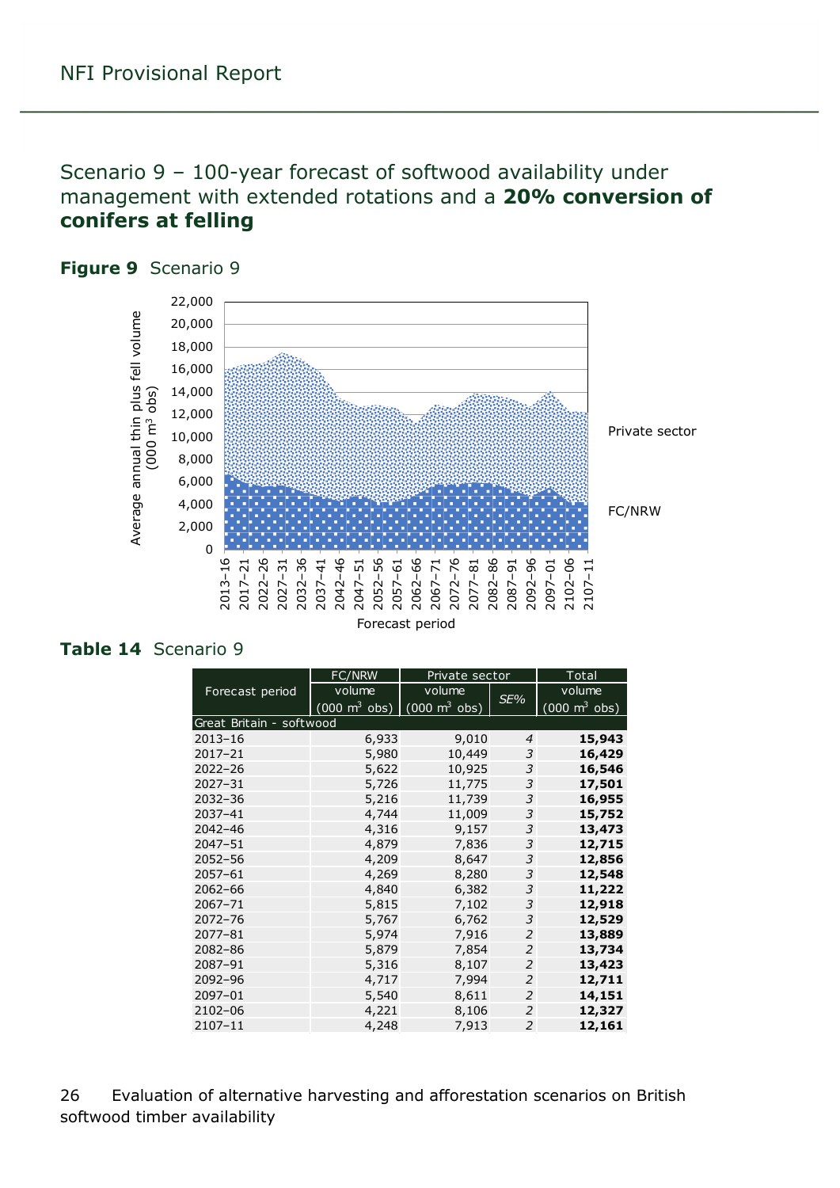## Scenario 9 – 100-year forecast of softwood availability under management with extended rotations and a **20% conversion of conifers at felling**

**Figure 9** Scenario 9

**Table 14** Scenario 9

| Forecast period | FC/NRW volume (000 m$^3$ obs) | Private sector volume (000 m$^3$ obs) | Private sector *SE%* | Total volume (000 m$^3$ obs) |
|---|---|---|---|---|
| Great Britain - softwood | | | | |
| 2013–16 | 6,933 | 9,010 | *4* | **15,943** |
| 2017–21 | 5,980 | 10,449 | *3* | **16,429** |
| 2022–26 | 5,622 | 10,925 | *3* | **16,546** |
| 2027–31 | 5,726 | 11,775 | *3* | **17,501** |
| 2032–36 | 5,216 | 11,739 | *3* | **16,955** |
| 2037–41 | 4,744 | 11,009 | *3* | **15,752** |
| 2042–46 | 4,316 | 9,157 | *3* | **13,473** |
| 2047–51 | 4,879 | 7,836 | *3* | **12,715** |
| 2052–56 | 4,209 | 8,647 | *3* | **12,856** |
| 2057–61 | 4,269 | 8,280 | *3* | **12,548** |
| 2062–66 | 4,840 | 6,382 | *3* | **11,222** |
| 2067–71 | 5,815 | 7,102 | *3* | **12,918** |
| 2072–76 | 5,767 | 6,762 | *3* | **12,529** |
| 2077–81 | 5,974 | 7,916 | *2* | **13,889** |
| 2082–86 | 5,879 | 7,854 | *2* | **13,734** |
| 2087–91 | 5,316 | 8,107 | *2* | **13,423** |
| 2092–96 | 4,717 | 7,994 | *2* | **12,711** |
| 2097–01 | 5,540 | 8,611 | *2* | **14,151** |
| 2102–06 | 4,221 | 8,106 | *2* | **12,327** |
| 2107–11 | 4,248 | 7,913 | *2* | **12,161** |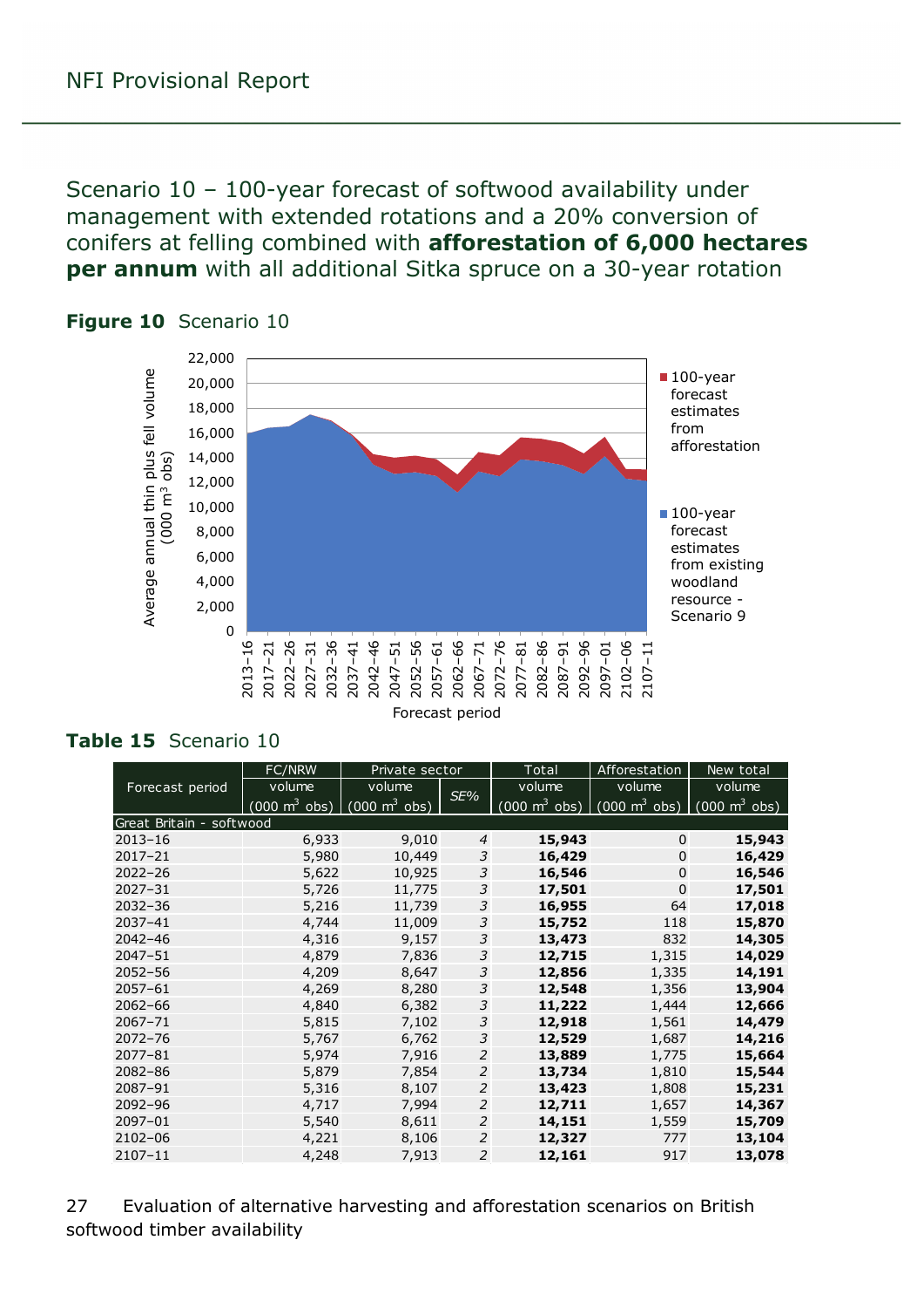# Scenario 10 – 100-year forecast of softwood availability under management with extended rotations and a 20% conversion of conifers at felling combined with **afforestation of 6,000 hectares per annum** with all additional Sitka spruce on a 30-year rotation

**Figure 10** Scenario 10

**Table 15** Scenario 10

| Forecast period | FC/NRW volume (000 m³ obs) | Private sector volume (000 m³ obs) | Private sector SE% | Total volume (000 m³ obs) | Afforestation volume (000 m³ obs) | New total volume (000 m³ obs) |
|---|---|---|---|---|---|---|
| Great Britain - softwood | | | | | | |
| 2013–16 | 6,933 | 9,010 | *4* | **15,943** | 0 | **15,943** |
| 2017–21 | 5,980 | 10,449 | *3* | **16,429** | 0 | **16,429** |
| 2022–26 | 5,622 | 10,925 | *3* | **16,546** | 0 | **16,546** |
| 2027–31 | 5,726 | 11,775 | *3* | **17,501** | 0 | **17,501** |
| 2032–36 | 5,216 | 11,739 | *3* | **16,955** | 64 | **17,018** |
| 2037–41 | 4,744 | 11,009 | *3* | **15,752** | 118 | **15,870** |
| 2042–46 | 4,316 | 9,157 | *3* | **13,473** | 832 | **14,305** |
| 2047–51 | 4,879 | 7,836 | *3* | **12,715** | 1,315 | **14,029** |
| 2052–56 | 4,209 | 8,647 | *3* | **12,856** | 1,335 | **14,191** |
| 2057–61 | 4,269 | 8,280 | *3* | **12,548** | 1,356 | **13,904** |
| 2062–66 | 4,840 | 6,382 | *3* | **11,222** | 1,444 | **12,666** |
| 2067–71 | 5,815 | 7,102 | *3* | **12,918** | 1,561 | **14,479** |
| 2072–76 | 5,767 | 6,762 | *3* | **12,529** | 1,687 | **14,216** |
| 2077–81 | 5,974 | 7,916 | *2* | **13,889** | 1,775 | **15,664** |
| 2082–86 | 5,879 | 7,854 | *2* | **13,734** | 1,810 | **15,544** |
| 2087–91 | 5,316 | 8,107 | *2* | **13,423** | 1,808 | **15,231** |
| 2092–96 | 4,717 | 7,994 | *2* | **12,711** | 1,657 | **14,367** |
| 2097–01 | 5,540 | 8,611 | *2* | **14,151** | 1,559 | **15,709** |
| 2102–06 | 4,221 | 8,106 | *2* | **12,327** | 777 | **13,104** |
| 2107–11 | 4,248 | 7,913 | *2* | **12,161** | 917 | **13,078** |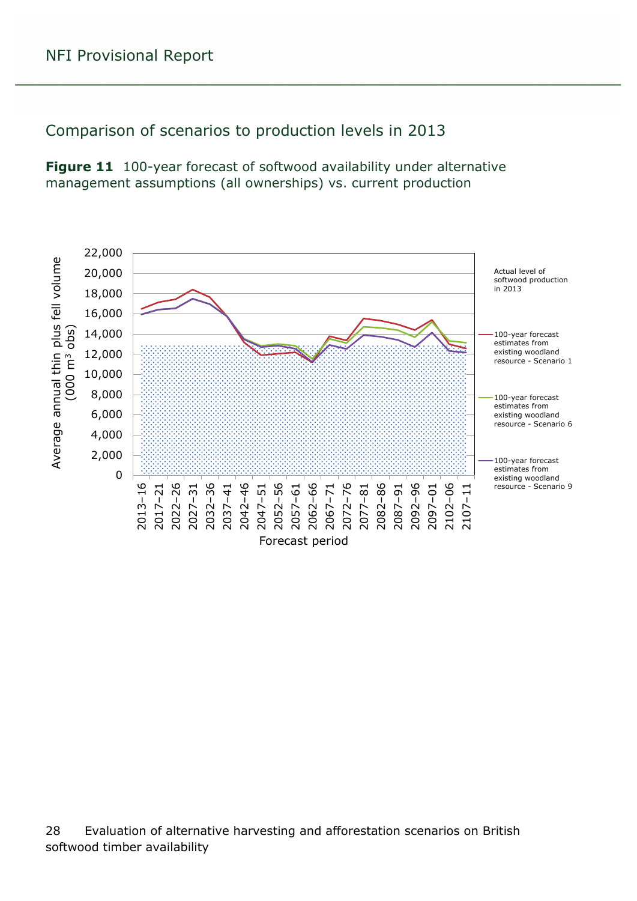## Comparison of scenarios to production levels in 2013

**Figure 11** 100-year forecast of softwood availability under alternative management assumptions (all ownerships) vs. current production

Average annual thin plus fell volume (000 m³ obs)

22,000
20,000
18,000
16,000
14,000
12,000
10,000
8,000
6,000
4,000
2,000
0

2013–16 2017–21 2022–26 2027–31 2032–36 2037–41 2042–46 2047–51 2052–56 2057–61 2062–66 2067–71 2072–76 2077–81 2082–86 2087–91 2092–96 2097–01 2102–06 2107–11

Forecast period

Actual level of softwood production in 2013

100-year forecast estimates from existing woodland resource - Scenario 1

100-year forecast estimates from existing woodland resource - Scenario 6

100-year forecast estimates from existing woodland resource - Scenario 9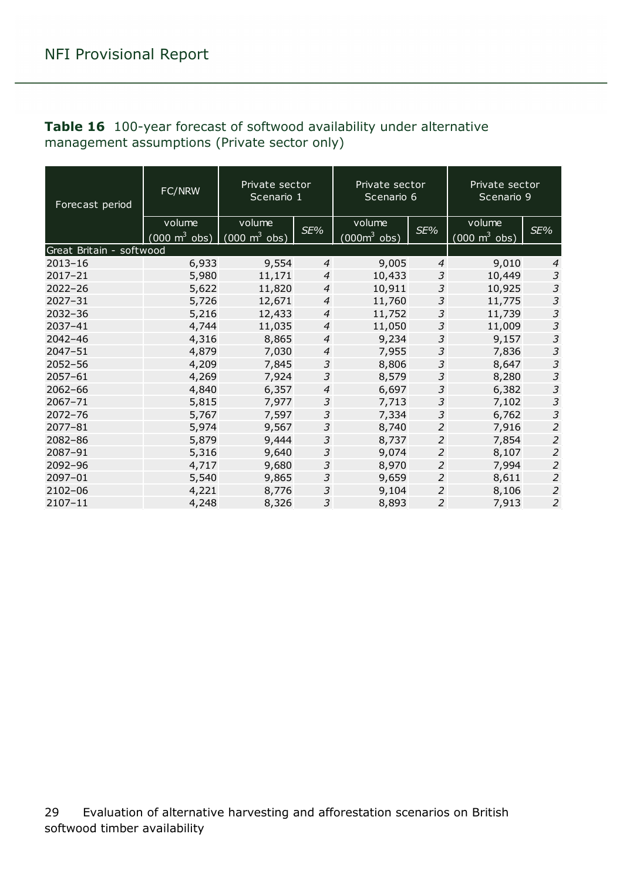**Table 16** 100-year forecast of softwood availability under alternative management assumptions (Private sector only)

| Forecast period | FC/NRW | Private sector Scenario 1 | | Private sector Scenario 6 | | Private sector Scenario 9 | |
|---|---|---|---|---|---|---|---|
| | volume (000 $m^3$ obs) | volume (000 $m^3$ obs) | SE% | volume (000$m^3$ obs) | SE% | volume (000 $m^3$ obs) | SE% |
| Great Britain - softwood | | | | | | | |
| 2013–16 | 6,933 | 9,554 | *4* | 9,005 | *4* | 9,010 | *4* |
| 2017–21 | 5,980 | 11,171 | *4* | 10,433 | *3* | 10,449 | *3* |
| 2022–26 | 5,622 | 11,820 | *4* | 10,911 | *3* | 10,925 | *3* |
| 2027–31 | 5,726 | 12,671 | *4* | 11,760 | *3* | 11,775 | *3* |
| 2032–36 | 5,216 | 12,433 | *4* | 11,752 | *3* | 11,739 | *3* |
| 2037–41 | 4,744 | 11,035 | *4* | 11,050 | *3* | 11,009 | *3* |
| 2042–46 | 4,316 | 8,865 | *4* | 9,234 | *3* | 9,157 | *3* |
| 2047–51 | 4,879 | 7,030 | *4* | 7,955 | *3* | 7,836 | *3* |
| 2052–56 | 4,209 | 7,845 | *3* | 8,806 | *3* | 8,647 | *3* |
| 2057–61 | 4,269 | 7,924 | *3* | 8,579 | *3* | 8,280 | *3* |
| 2062–66 | 4,840 | 6,357 | *4* | 6,697 | *3* | 6,382 | *3* |
| 2067–71 | 5,815 | 7,977 | *3* | 7,713 | *3* | 7,102 | *3* |
| 2072–76 | 5,767 | 7,597 | *3* | 7,334 | *3* | 6,762 | *3* |
| 2077–81 | 5,974 | 9,567 | *3* | 8,740 | *2* | 7,916 | *2* |
| 2082–86 | 5,879 | 9,444 | *3* | 8,737 | *2* | 7,854 | *2* |
| 2087–91 | 5,316 | 9,640 | *3* | 9,074 | *2* | 8,107 | *2* |
| 2092–96 | 4,717 | 9,680 | *3* | 8,970 | *2* | 7,994 | *2* |
| 2097–01 | 5,540 | 9,865 | *3* | 9,659 | *2* | 8,611 | *2* |
| 2102–06 | 4,221 | 8,776 | *3* | 9,104 | *2* | 8,106 | *2* |
| 2107–11 | 4,248 | 8,326 | *3* | 8,893 | *2* | 7,913 | *2* |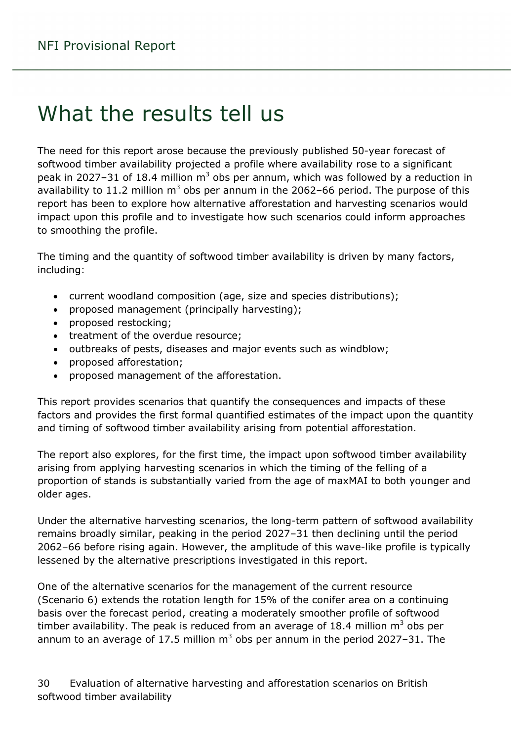# What the results tell us

The need for this report arose because the previously published 50-year forecast of softwood timber availability projected a profile where availability rose to a significant peak in 2027–31 of 18.4 million $m^3$ obs per annum, which was followed by a reduction in availability to 11.2 million $m^3$ obs per annum in the 2062–66 period. The purpose of this report has been to explore how alternative afforestation and harvesting scenarios would impact upon this profile and to investigate how such scenarios could inform approaches to smoothing the profile.

The timing and the quantity of softwood timber availability is driven by many factors, including:

- current woodland composition (age, size and species distributions);
- proposed management (principally harvesting);
- proposed restocking;
- treatment of the overdue resource;
- outbreaks of pests, diseases and major events such as windblow;
- proposed afforestation;
- proposed management of the afforestation.

This report provides scenarios that quantify the consequences and impacts of these factors and provides the first formal quantified estimates of the impact upon the quantity and timing of softwood timber availability arising from potential afforestation.

The report also explores, for the first time, the impact upon softwood timber availability arising from applying harvesting scenarios in which the timing of the felling of a proportion of stands is substantially varied from the age of maxMAI to both younger and older ages.

Under the alternative harvesting scenarios, the long-term pattern of softwood availability remains broadly similar, peaking in the period 2027–31 then declining until the period 2062–66 before rising again. However, the amplitude of this wave-like profile is typically lessened by the alternative prescriptions investigated in this report.

One of the alternative scenarios for the management of the current resource (Scenario 6) extends the rotation length for 15% of the conifer area on a continuing basis over the forecast period, creating a moderately smoother profile of softwood timber availability. The peak is reduced from an average of 18.4 million $m^3$ obs per annum to an average of 17.5 million $m^3$ obs per annum in the period 2027–31. The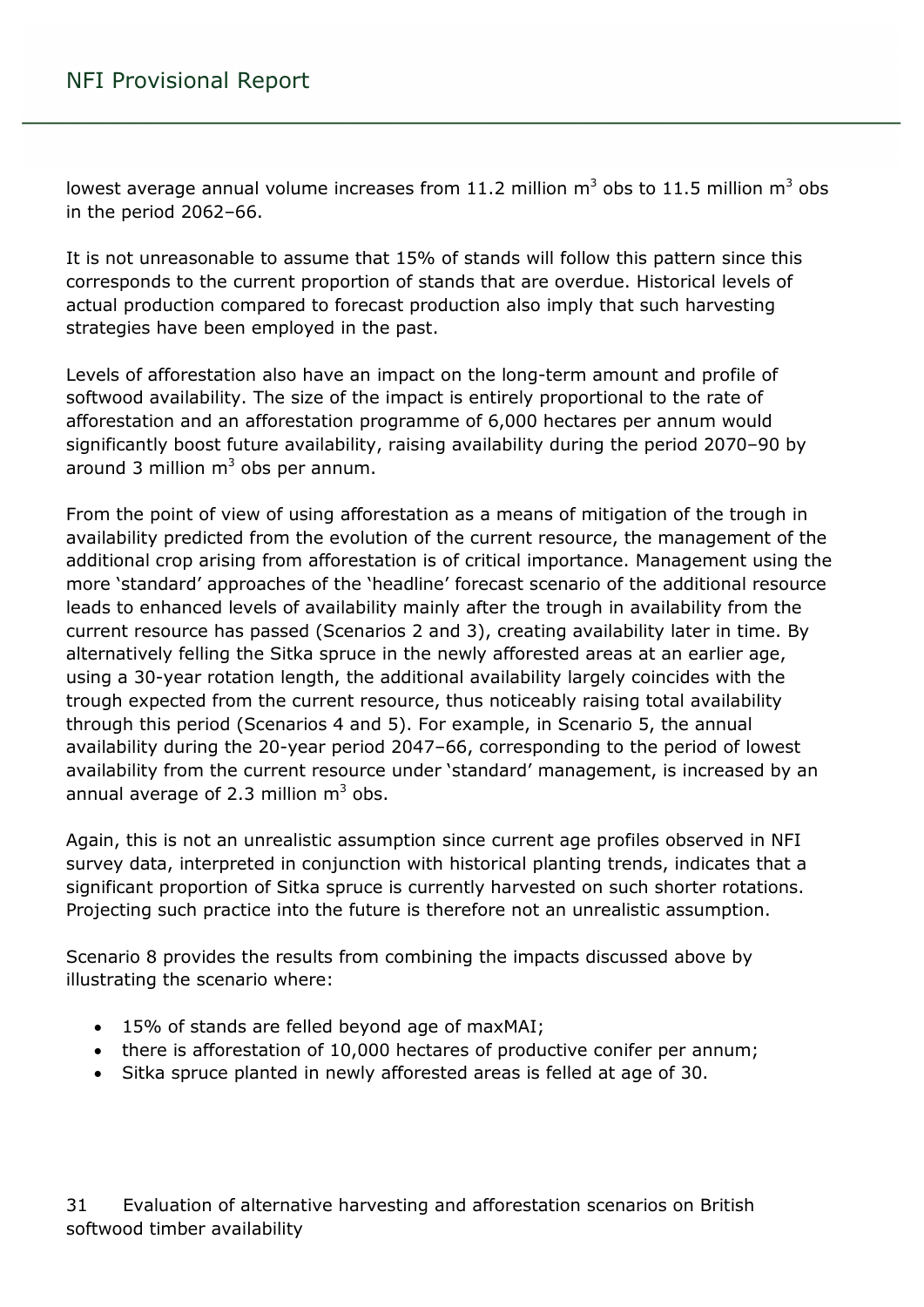lowest average annual volume increases from 11.2 million $m^3$ obs to 11.5 million $m^3$ obs in the period 2062–66.

It is not unreasonable to assume that 15% of stands will follow this pattern since this corresponds to the current proportion of stands that are overdue. Historical levels of actual production compared to forecast production also imply that such harvesting strategies have been employed in the past.

Levels of afforestation also have an impact on the long-term amount and profile of softwood availability. The size of the impact is entirely proportional to the rate of afforestation and an afforestation programme of 6,000 hectares per annum would significantly boost future availability, raising availability during the period 2070–90 by around 3 million $m^3$ obs per annum.

From the point of view of using afforestation as a means of mitigation of the trough in availability predicted from the evolution of the current resource, the management of the additional crop arising from afforestation is of critical importance. Management using the more 'standard' approaches of the 'headline' forecast scenario of the additional resource leads to enhanced levels of availability mainly after the trough in availability from the current resource has passed (Scenarios 2 and 3), creating availability later in time. By alternatively felling the Sitka spruce in the newly afforested areas at an earlier age, using a 30-year rotation length, the additional availability largely coincides with the trough expected from the current resource, thus noticeably raising total availability through this period (Scenarios 4 and 5). For example, in Scenario 5, the annual availability during the 20-year period 2047–66, corresponding to the period of lowest availability from the current resource under 'standard' management, is increased by an annual average of 2.3 million $m^3$ obs.

Again, this is not an unrealistic assumption since current age profiles observed in NFI survey data, interpreted in conjunction with historical planting trends, indicates that a significant proportion of Sitka spruce is currently harvested on such shorter rotations. Projecting such practice into the future is therefore not an unrealistic assumption.

Scenario 8 provides the results from combining the impacts discussed above by illustrating the scenario where:

- 15% of stands are felled beyond age of maxMAI;
- there is afforestation of 10,000 hectares of productive conifer per annum;
- Sitka spruce planted in newly afforested areas is felled at age of 30.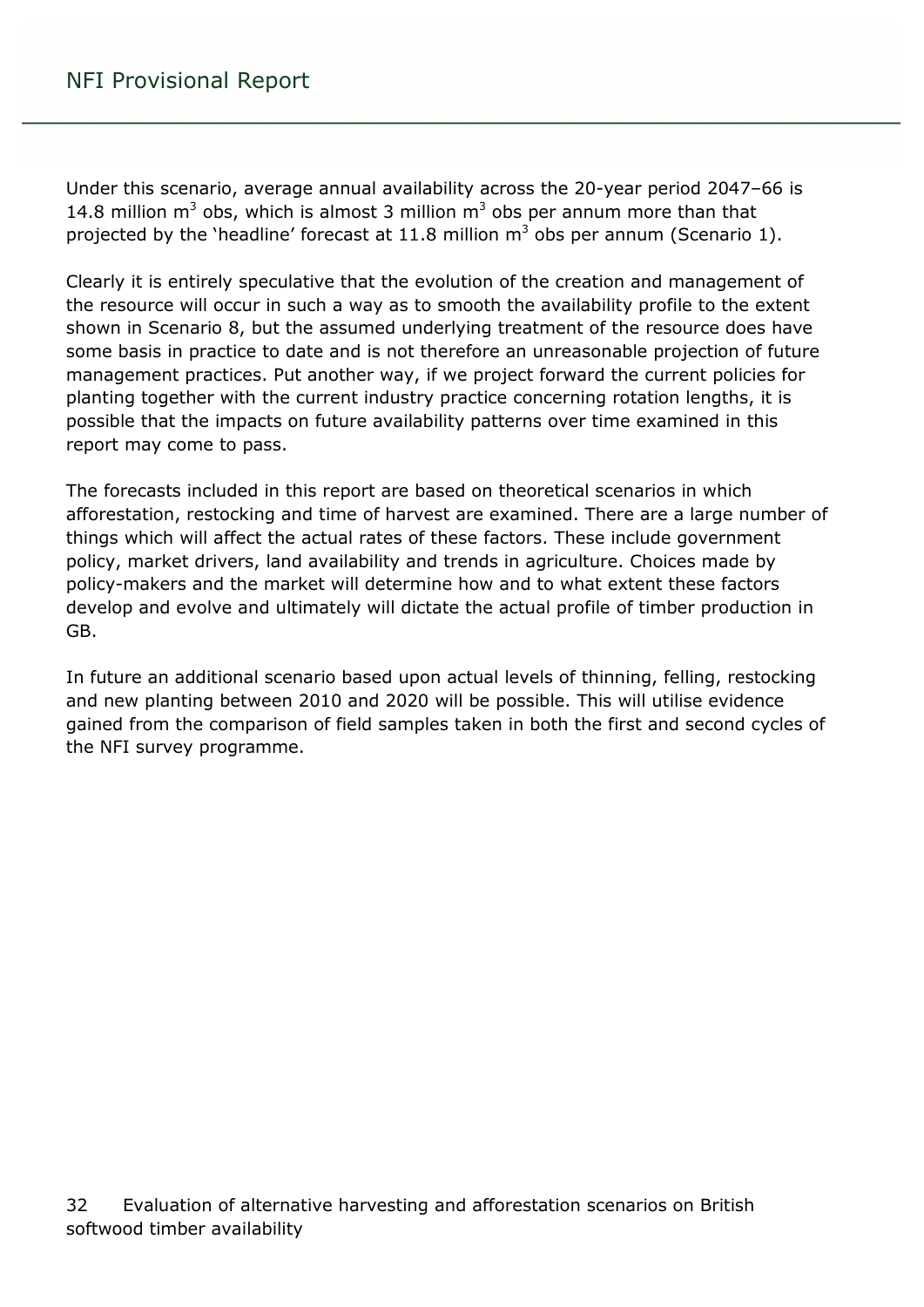Under this scenario, average annual availability across the 20-year period 2047–66 is 14.8 million $m^3$ obs, which is almost 3 million $m^3$ obs per annum more than that projected by the 'headline' forecast at 11.8 million $m^3$ obs per annum (Scenario 1).

Clearly it is entirely speculative that the evolution of the creation and management of the resource will occur in such a way as to smooth the availability profile to the extent shown in Scenario 8, but the assumed underlying treatment of the resource does have some basis in practice to date and is not therefore an unreasonable projection of future management practices. Put another way, if we project forward the current policies for planting together with the current industry practice concerning rotation lengths, it is possible that the impacts on future availability patterns over time examined in this report may come to pass.

The forecasts included in this report are based on theoretical scenarios in which afforestation, restocking and time of harvest are examined. There are a large number of things which will affect the actual rates of these factors. These include government policy, market drivers, land availability and trends in agriculture. Choices made by policy-makers and the market will determine how and to what extent these factors develop and evolve and ultimately will dictate the actual profile of timber production in GB.

In future an additional scenario based upon actual levels of thinning, felling, restocking and new planting between 2010 and 2020 will be possible. This will utilise evidence gained from the comparison of field samples taken in both the first and second cycles of the NFI survey programme.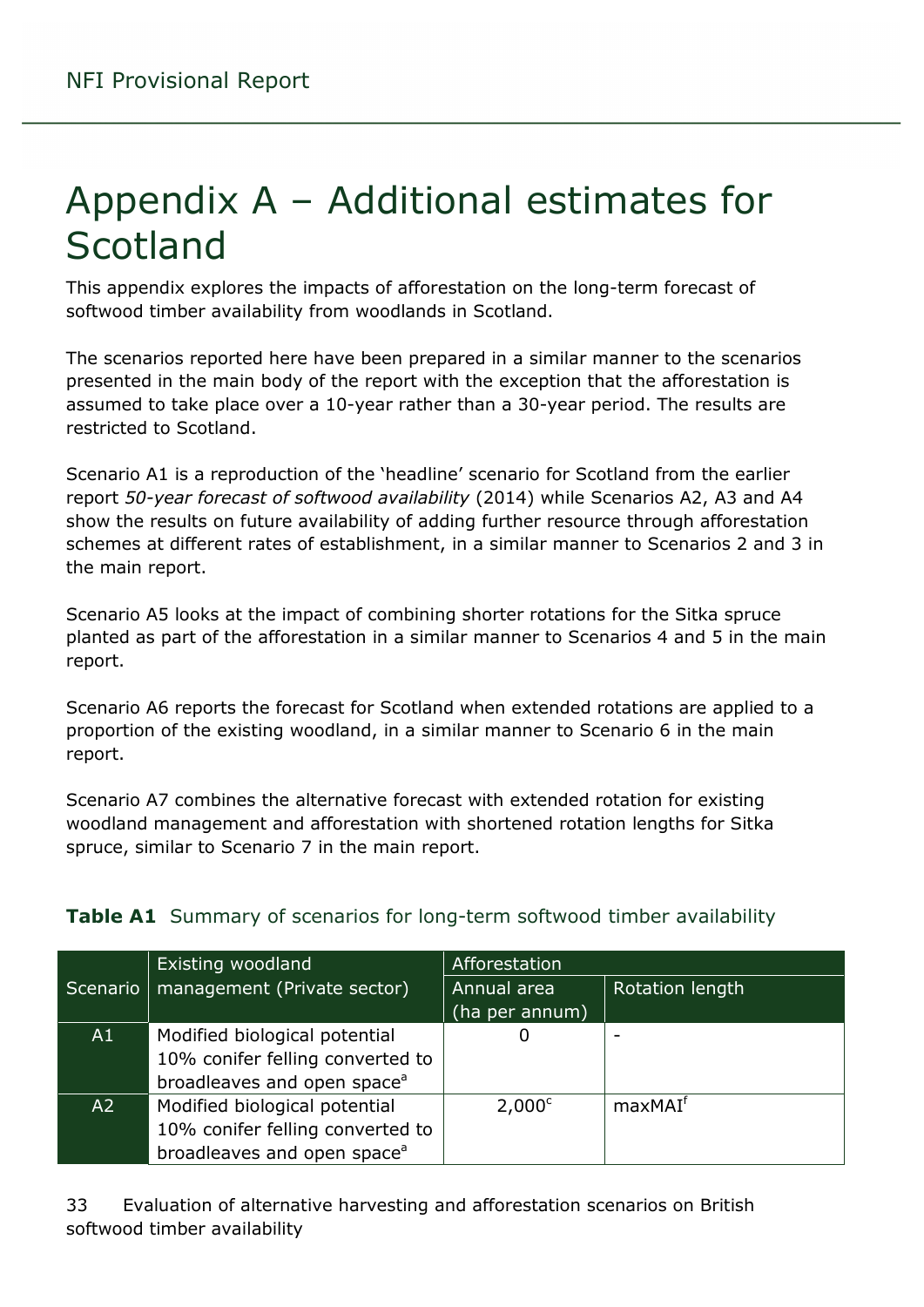# Appendix A – Additional estimates for Scotland

This appendix explores the impacts of afforestation on the long-term forecast of softwood timber availability from woodlands in Scotland.

The scenarios reported here have been prepared in a similar manner to the scenarios presented in the main body of the report with the exception that the afforestation is assumed to take place over a 10-year rather than a 30-year period. The results are restricted to Scotland.

Scenario A1 is a reproduction of the 'headline' scenario for Scotland from the earlier report *50-year forecast of softwood availability* (2014) while Scenarios A2, A3 and A4 show the results on future availability of adding further resource through afforestation schemes at different rates of establishment, in a similar manner to Scenarios 2 and 3 in the main report.

Scenario A5 looks at the impact of combining shorter rotations for the Sitka spruce planted as part of the afforestation in a similar manner to Scenarios 4 and 5 in the main report.

Scenario A6 reports the forecast for Scotland when extended rotations are applied to a proportion of the existing woodland, in a similar manner to Scenario 6 in the main report.

Scenario A7 combines the alternative forecast with extended rotation for existing woodland management and afforestation with shortened rotation lengths for Sitka spruce, similar to Scenario 7 in the main report.

**Table A1** Summary of scenarios for long-term softwood timber availability

| Scenario | Existing woodland management (Private sector) | Afforestation | |
|---|---|---|---|
| | | Annual area (ha per annum) | Rotation length |
| A1 | Modified biological potential 10% conifer felling converted to broadleaves and open space[a] | 0 | - |
| A2 | Modified biological potential 10% conifer felling converted to broadleaves and open space[a] | 2,000[c] | maxMAI[f] |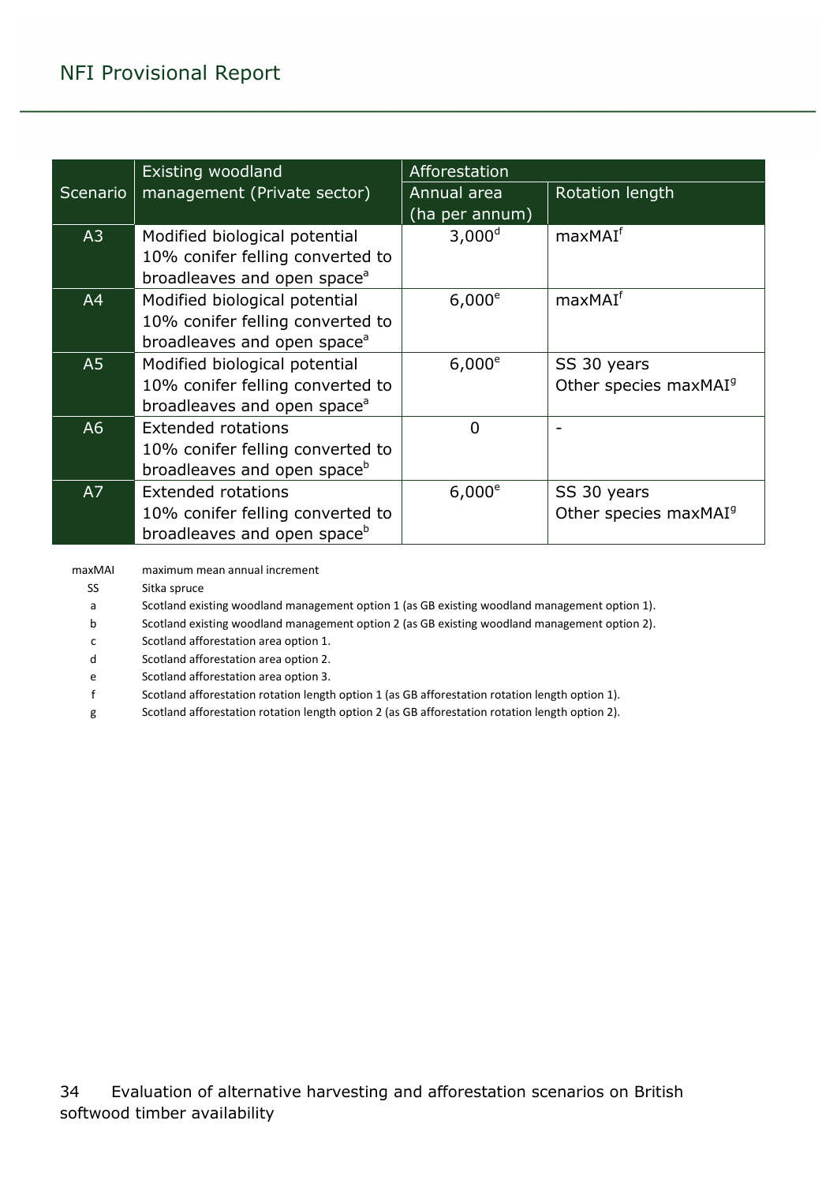| Scenario | Existing woodland management (Private sector) | Afforestation | |
|---|---|---|---|
| | | Annual area (ha per annum) | Rotation length |
| A3 | Modified biological potential 10% conifer felling converted to broadleaves and open space[a] | 3,000[d] | maxMAI[f] |
| A4 | Modified biological potential 10% conifer felling converted to broadleaves and open space[a] | 6,000[e] | maxMAI[f] |
| A5 | Modified biological potential 10% conifer felling converted to broadleaves and open space[a] | 6,000[e] | SS 30 years<br>Other species maxMAI[g] |
| A6 | Extended rotations 10% conifer felling converted to broadleaves and open space[b] | 0 | - |
| A7 | Extended rotations 10% conifer felling converted to broadleaves and open space[b] | 6,000[e] | SS 30 years<br>Other species maxMAI[g] |

maxMAI maximum mean annual increment

SS Sitka spruce

a Scotland existing woodland management option 1 (as GB existing woodland management option 1).

b Scotland existing woodland management option 2 (as GB existing woodland management option 2).

c Scotland afforestation area option 1.

d Scotland afforestation area option 2.

e Scotland afforestation area option 3.

f Scotland afforestation rotation length option 1 (as GB afforestation rotation length option 1).

g Scotland afforestation rotation length option 2 (as GB afforestation rotation length option 2).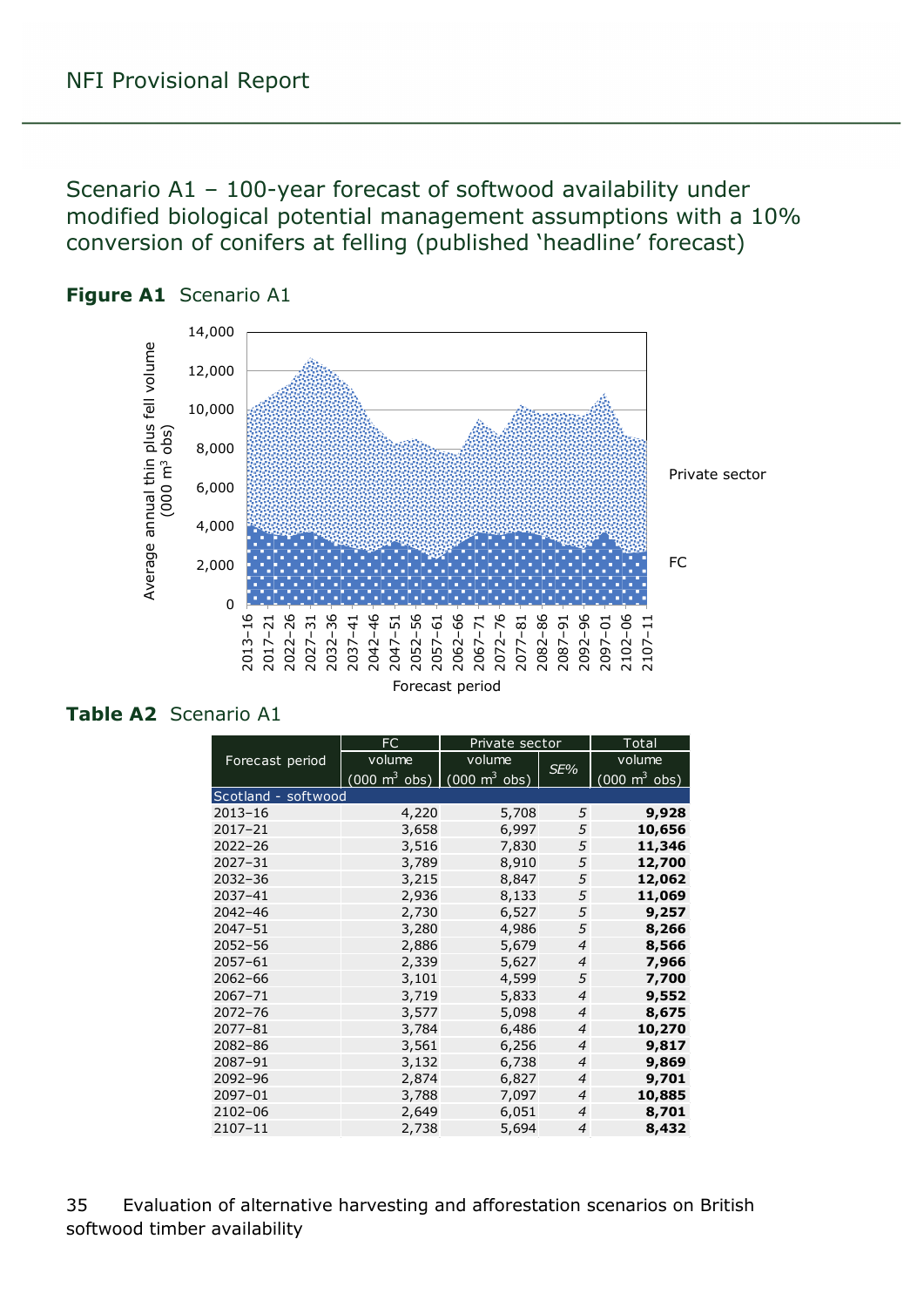## Scenario A1 – 100-year forecast of softwood availability under modified biological potential management assumptions with a 10% conversion of conifers at felling (published 'headline' forecast)

**Figure A1** Scenario A1

**Table A2** Scenario A1

| Forecast period | FC volume (000 m$^3$ obs) | Private sector volume (000 m$^3$ obs) | *SE%* | Total volume (000 m$^3$ obs) |
|---|---|---|---|---|
| Scotland - softwood | | | | |
| 2013–16 | 4,220 | 5,708 | *5* | **9,928** |
| 2017–21 | 3,658 | 6,997 | *5* | **10,656** |
| 2022–26 | 3,516 | 7,830 | *5* | **11,346** |
| 2027–31 | 3,789 | 8,910 | *5* | **12,700** |
| 2032–36 | 3,215 | 8,847 | *5* | **12,062** |
| 2037–41 | 2,936 | 8,133 | *5* | **11,069** |
| 2042–46 | 2,730 | 6,527 | *5* | **9,257** |
| 2047–51 | 3,280 | 4,986 | *5* | **8,266** |
| 2052–56 | 2,886 | 5,679 | *4* | **8,566** |
| 2057–61 | 2,339 | 5,627 | *4* | **7,966** |
| 2062–66 | 3,101 | 4,599 | *5* | **7,700** |
| 2067–71 | 3,719 | 5,833 | *4* | **9,552** |
| 2072–76 | 3,577 | 5,098 | *4* | **8,675** |
| 2077–81 | 3,784 | 6,486 | *4* | **10,270** |
| 2082–86 | 3,561 | 6,256 | *4* | **9,817** |
| 2087–91 | 3,132 | 6,738 | *4* | **9,869** |
| 2092–96 | 2,874 | 6,827 | *4* | **9,701** |
| 2097–01 | 3,788 | 7,097 | *4* | **10,885** |
| 2102–06 | 2,649 | 6,051 | *4* | **8,701** |
| 2107–11 | 2,738 | 5,694 | *4* | **8,432** |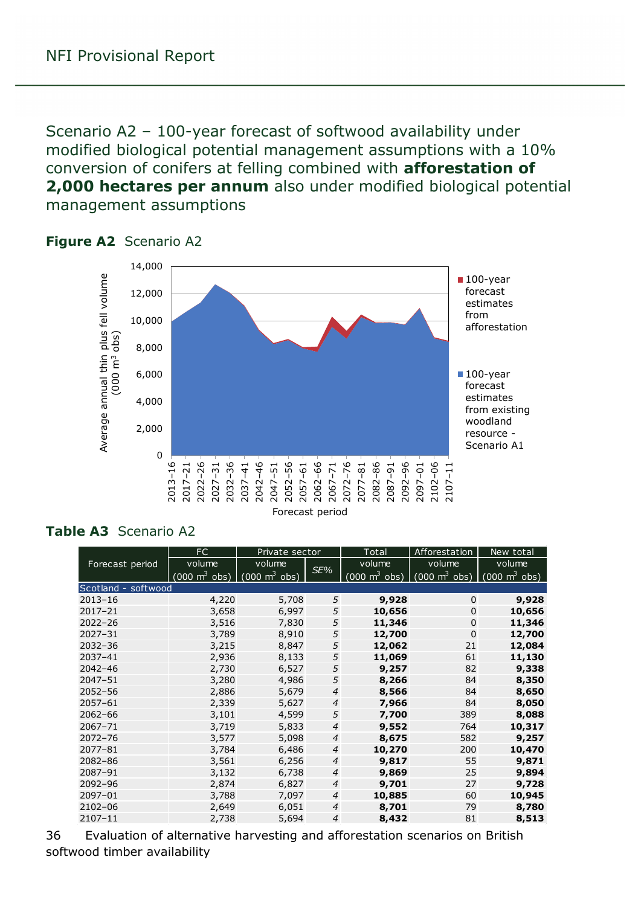## Scenario A2 – 100-year forecast of softwood availability under modified biological potential management assumptions with a 10% conversion of conifers at felling combined with **afforestation of 2,000 hectares per annum** also under modified biological potential management assumptions

**Figure A2** Scenario A2

**Table A3** Scenario A2

| Forecast period | FC volume (000 m³ obs) | Private sector volume (000 m³ obs) | SE% | Total volume (000 m³ obs) | Afforestation volume (000 m³ obs) | New total volume (000 m³ obs) |
|---|---|---|---|---|---|---|
| Scotland - softwood | | | | | | |
| 2013–16 | 4,220 | 5,708 | *5* | **9,928** | 0 | **9,928** |
| 2017–21 | 3,658 | 6,997 | *5* | **10,656** | 0 | **10,656** |
| 2022–26 | 3,516 | 7,830 | *5* | **11,346** | 0 | **11,346** |
| 2027–31 | 3,789 | 8,910 | *5* | **12,700** | 0 | **12,700** |
| 2032–36 | 3,215 | 8,847 | *5* | **12,062** | 21 | **12,084** |
| 2037–41 | 2,936 | 8,133 | *5* | **11,069** | 61 | **11,130** |
| 2042–46 | 2,730 | 6,527 | *5* | **9,257** | 82 | **9,338** |
| 2047–51 | 3,280 | 4,986 | *5* | **8,266** | 84 | **8,350** |
| 2052–56 | 2,886 | 5,679 | *4* | **8,566** | 84 | **8,650** |
| 2057–61 | 2,339 | 5,627 | *4* | **7,966** | 84 | **8,050** |
| 2062–66 | 3,101 | 4,599 | *5* | **7,700** | 389 | **8,088** |
| 2067–71 | 3,719 | 5,833 | *4* | **9,552** | 764 | **10,317** |
| 2072–76 | 3,577 | 5,098 | *4* | **8,675** | 582 | **9,257** |
| 2077–81 | 3,784 | 6,486 | *4* | **10,270** | 200 | **10,470** |
| 2082–86 | 3,561 | 6,256 | *4* | **9,817** | 55 | **9,871** |
| 2087–91 | 3,132 | 6,738 | *4* | **9,869** | 25 | **9,894** |
| 2092–96 | 2,874 | 6,827 | *4* | **9,701** | 27 | **9,728** |
| 2097–01 | 3,788 | 7,097 | *4* | **10,885** | 60 | **10,945** |
| 2102–06 | 2,649 | 6,051 | *4* | **8,701** | 79 | **8,780** |
| 2107–11 | 2,738 | 5,694 | *4* | **8,432** | 81 | **8,513** |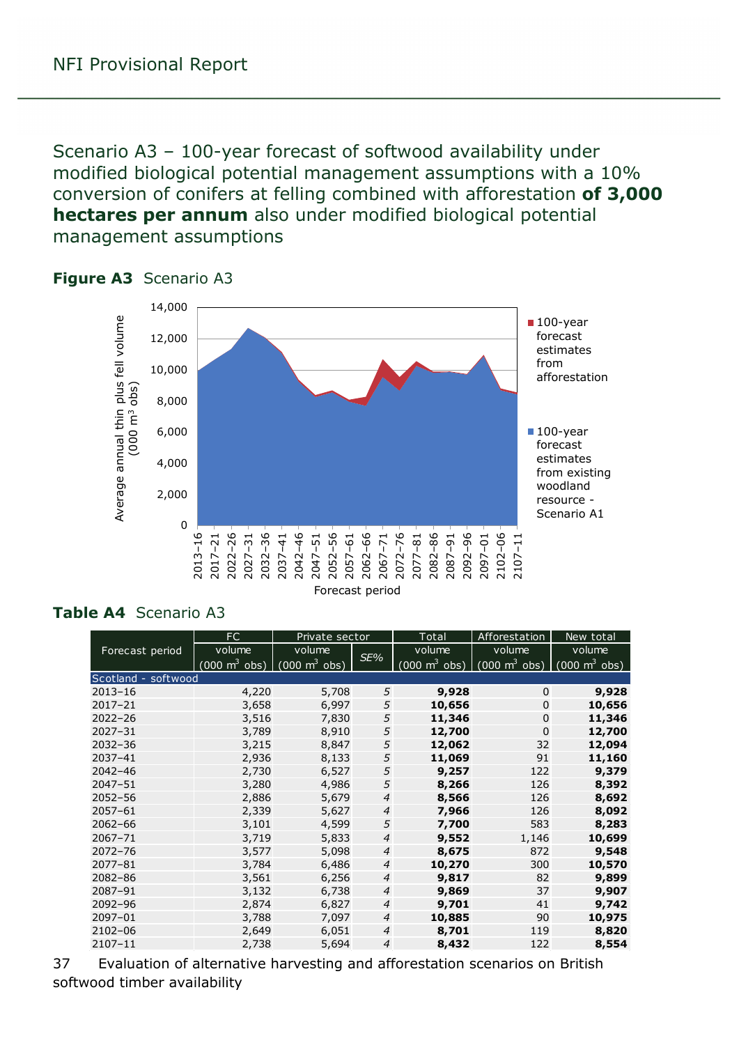Scenario A3 – 100-year forecast of softwood availability under modified biological potential management assumptions with a 10% conversion of conifers at felling combined with afforestation **of 3,000 hectares per annum** also under modified biological potential management assumptions

**Figure A3** Scenario A3

**Table A4** Scenario A3

| Forecast period | FC volume (000 $m^3$ obs) | Private sector volume (000 $m^3$ obs) | SE% | Total volume (000 $m^3$ obs) | Afforestation volume (000 $m^3$ obs) | New total volume (000 $m^3$ obs) |
|---|---|---|---|---|---|---|
| Scotland - softwood | | | | | | |
| 2013–16 | 4,220 | 5,708 | 5 | **9,928** | 0 | **9,928** |
| 2017–21 | 3,658 | 6,997 | 5 | **10,656** | 0 | **10,656** |
| 2022–26 | 3,516 | 7,830 | 5 | **11,346** | 0 | **11,346** |
| 2027–31 | 3,789 | 8,910 | 5 | **12,700** | 0 | **12,700** |
| 2032–36 | 3,215 | 8,847 | 5 | **12,062** | 32 | **12,094** |
| 2037–41 | 2,936 | 8,133 | 5 | **11,069** | 91 | **11,160** |
| 2042–46 | 2,730 | 6,527 | 5 | **9,257** | 122 | **9,379** |
| 2047–51 | 3,280 | 4,986 | 5 | **8,266** | 126 | **8,392** |
| 2052–56 | 2,886 | 5,679 | 4 | **8,566** | 126 | **8,692** |
| 2057–61 | 2,339 | 5,627 | 4 | **7,966** | 126 | **8,092** |
| 2062–66 | 3,101 | 4,599 | 5 | **7,700** | 583 | **8,283** |
| 2067–71 | 3,719 | 5,833 | 4 | **9,552** | 1,146 | **10,699** |
| 2072–76 | 3,577 | 5,098 | 4 | **8,675** | 872 | **9,548** |
| 2077–81 | 3,784 | 6,486 | 4 | **10,270** | 300 | **10,570** |
| 2082–86 | 3,561 | 6,256 | 4 | **9,817** | 82 | **9,899** |
| 2087–91 | 3,132 | 6,738 | 4 | **9,869** | 37 | **9,907** |
| 2092–96 | 2,874 | 6,827 | 4 | **9,701** | 41 | **9,742** |
| 2097–01 | 3,788 | 7,097 | 4 | **10,885** | 90 | **10,975** |
| 2102–06 | 2,649 | 6,051 | 4 | **8,701** | 119 | **8,820** |
| 2107–11 | 2,738 | 5,694 | 4 | **8,432** | 122 | **8,554** |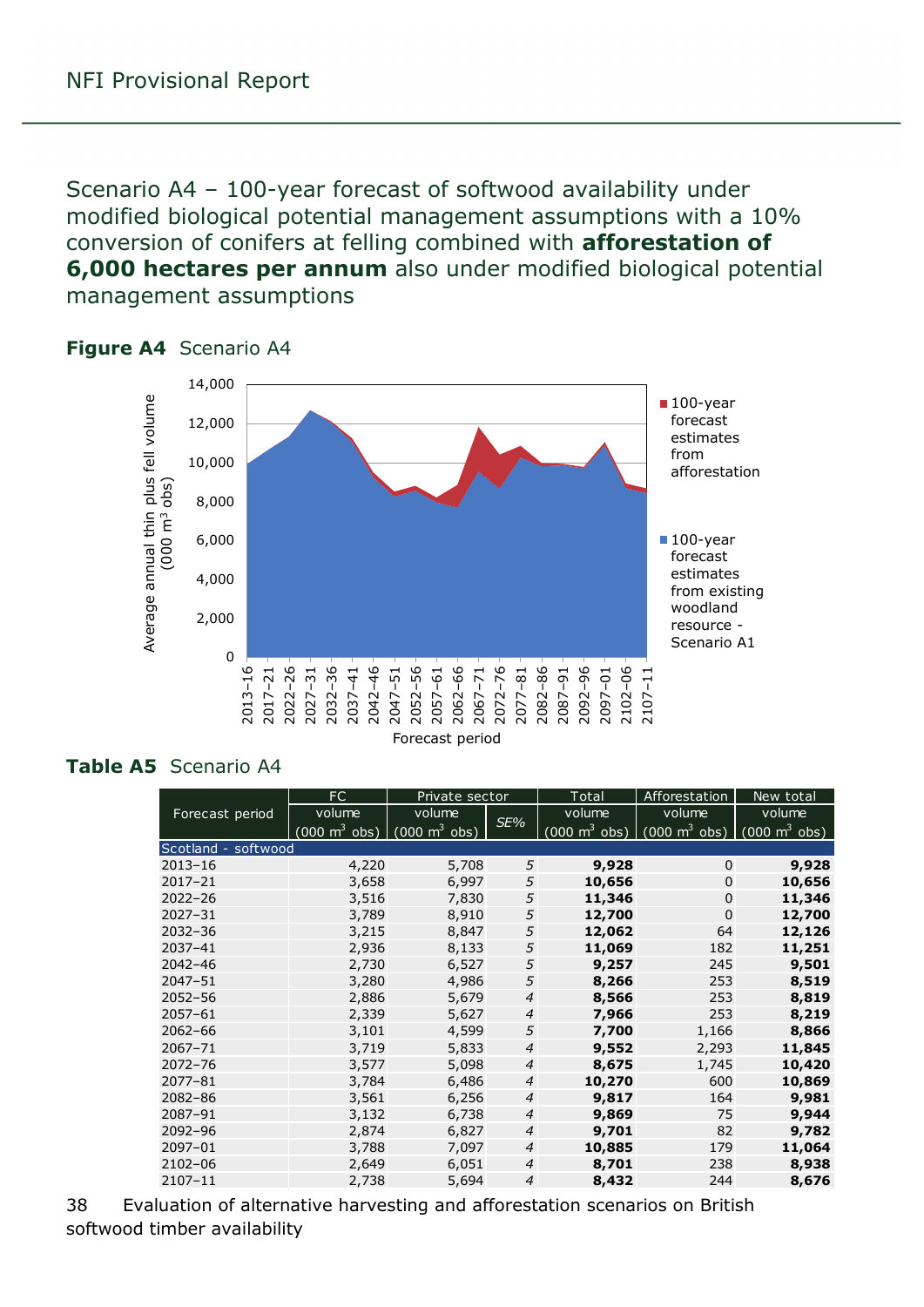## Scenario A4 – 100-year forecast of softwood availability under modified biological potential management assumptions with a 10% conversion of conifers at felling combined with **afforestation of 6,000 hectares per annum** also under modified biological potential management assumptions

**Figure A4** Scenario A4

**Table A5** Scenario A4

| Forecast period | FC volume (000 m³ obs) | Private sector volume (000 m³ obs) | SE% | Total volume (000 m³ obs) | Afforestation volume (000 m³ obs) | New total volume (000 m³ obs) |
|---|---|---|---|---|---|---|
| Scotland - softwood | | | | | | |
| 2013–16 | 4,220 | 5,708 | *5* | **9,928** | 0 | **9,928** |
| 2017–21 | 3,658 | 6,997 | *5* | **10,656** | 0 | **10,656** |
| 2022–26 | 3,516 | 7,830 | *5* | **11,346** | 0 | **11,346** |
| 2027–31 | 3,789 | 8,910 | *5* | **12,700** | 0 | **12,700** |
| 2032–36 | 3,215 | 8,847 | *5* | **12,062** | 64 | **12,126** |
| 2037–41 | 2,936 | 8,133 | *5* | **11,069** | 182 | **11,251** |
| 2042–46 | 2,730 | 6,527 | *5* | **9,257** | 245 | **9,501** |
| 2047–51 | 3,280 | 4,986 | *5* | **8,266** | 253 | **8,519** |
| 2052–56 | 2,886 | 5,679 | *4* | **8,566** | 253 | **8,819** |
| 2057–61 | 2,339 | 5,627 | *4* | **7,966** | 253 | **8,219** |
| 2062–66 | 3,101 | 4,599 | *5* | **7,700** | 1,166 | **8,866** |
| 2067–71 | 3,719 | 5,833 | *4* | **9,552** | 2,293 | **11,845** |
| 2072–76 | 3,577 | 5,098 | *4* | **8,675** | 1,745 | **10,420** |
| 2077–81 | 3,784 | 6,486 | *4* | **10,270** | 600 | **10,869** |
| 2082–86 | 3,561 | 6,256 | *4* | **9,817** | 164 | **9,981** |
| 2087–91 | 3,132 | 6,738 | *4* | **9,869** | 75 | **9,944** |
| 2092–96 | 2,874 | 6,827 | *4* | **9,701** | 82 | **9,782** |
| 2097–01 | 3,788 | 7,097 | *4* | **10,885** | 179 | **11,064** |
| 2102–06 | 2,649 | 6,051 | *4* | **8,701** | 238 | **8,938** |
| 2107–11 | 2,738 | 5,694 | *4* | **8,432** | 244 | **8,676** |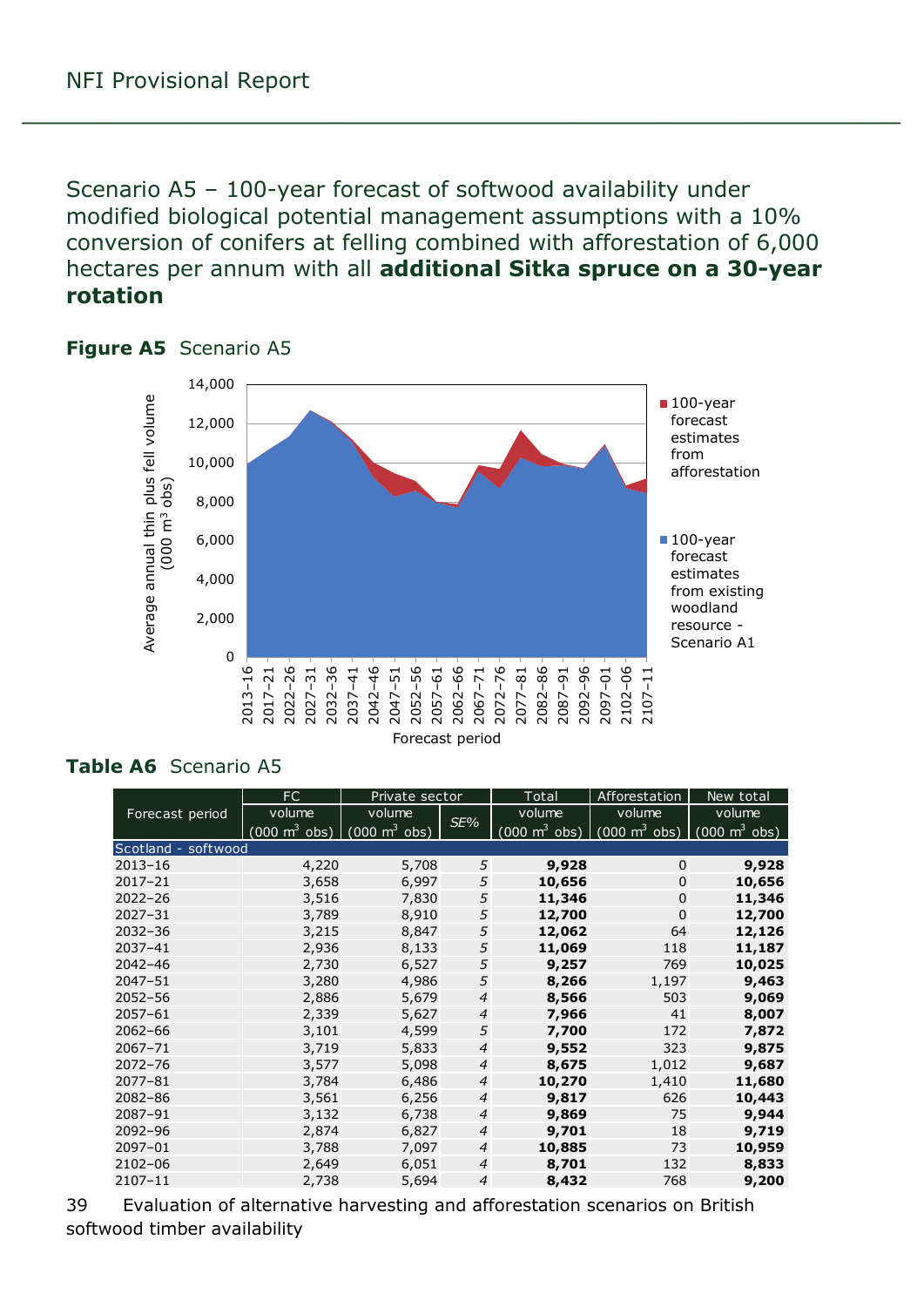## Scenario A5 – 100-year forecast of softwood availability under modified biological potential management assumptions with a 10% conversion of conifers at felling combined with afforestation of 6,000 hectares per annum with all **additional Sitka spruce on a 30-year rotation**

**Figure A5** Scenario A5

**Table A6** Scenario A5

| Forecast period | FC | Private sector | | Total | Afforestation | New total |
|---|---|---|---|---|---|---|
| | volume (000 $m^3$ obs) | volume (000 $m^3$ obs) | *SE%* | volume (000 $m^3$ obs) | volume (000 $m^3$ obs) | volume (000 $m^3$ obs) |
| Scotland - softwood | | | | | | |
| 2013–16 | 4,220 | 5,708 | *5* | **9,928** | 0 | **9,928** |
| 2017–21 | 3,658 | 6,997 | *5* | **10,656** | 0 | **10,656** |
| 2022–26 | 3,516 | 7,830 | *5* | **11,346** | 0 | **11,346** |
| 2027–31 | 3,789 | 8,910 | *5* | **12,700** | 0 | **12,700** |
| 2032–36 | 3,215 | 8,847 | *5* | **12,062** | 64 | **12,126** |
| 2037–41 | 2,936 | 8,133 | *5* | **11,069** | 118 | **11,187** |
| 2042–46 | 2,730 | 6,527 | *5* | **9,257** | 769 | **10,025** |
| 2047–51 | 3,280 | 4,986 | *5* | **8,266** | 1,197 | **9,463** |
| 2052–56 | 2,886 | 5,679 | *4* | **8,566** | 503 | **9,069** |
| 2057–61 | 2,339 | 5,627 | *4* | **7,966** | 41 | **8,007** |
| 2062–66 | 3,101 | 4,599 | *5* | **7,700** | 172 | **7,872** |
| 2067–71 | 3,719 | 5,833 | *4* | **9,552** | 323 | **9,875** |
| 2072–76 | 3,577 | 5,098 | *4* | **8,675** | 1,012 | **9,687** |
| 2077–81 | 3,784 | 6,486 | *4* | **10,270** | 1,410 | **11,680** |
| 2082–86 | 3,561 | 6,256 | *4* | **9,817** | 626 | **10,443** |
| 2087–91 | 3,132 | 6,738 | *4* | **9,869** | 75 | **9,944** |
| 2092–96 | 2,874 | 6,827 | *4* | **9,701** | 18 | **9,719** |
| 2097–01 | 3,788 | 7,097 | *4* | **10,885** | 73 | **10,959** |
| 2102–06 | 2,649 | 6,051 | *4* | **8,701** | 132 | **8,833** |
| 2107–11 | 2,738 | 5,694 | *4* | **8,432** | 768 | **9,200** |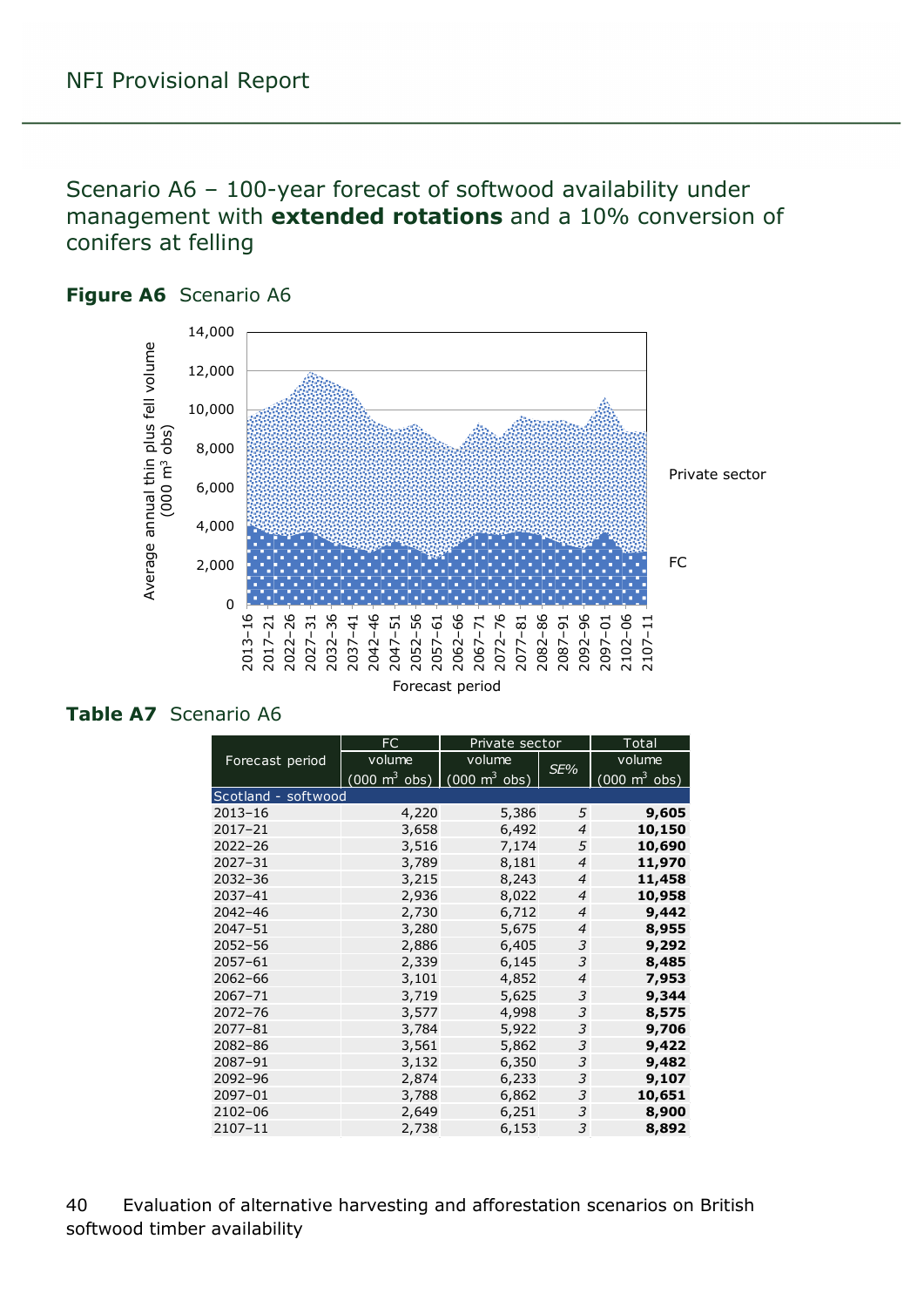## Scenario A6 – 100-year forecast of softwood availability under management with **extended rotations** and a 10% conversion of conifers at felling

**Figure A6** Scenario A6

**Table A7** Scenario A6

| Forecast period | FC volume (000 m$^3$ obs) | Private sector volume (000 m$^3$ obs) | Private sector *SE%* | Total volume (000 m$^3$ obs) |
|---|---|---|---|---|
| Scotland - softwood | | | | |
| 2013–16 | 4,220 | 5,386 | *5* | **9,605** |
| 2017–21 | 3,658 | 6,492 | *4* | **10,150** |
| 2022–26 | 3,516 | 7,174 | *5* | **10,690** |
| 2027–31 | 3,789 | 8,181 | *4* | **11,970** |
| 2032–36 | 3,215 | 8,243 | *4* | **11,458** |
| 2037–41 | 2,936 | 8,022 | *4* | **10,958** |
| 2042–46 | 2,730 | 6,712 | *4* | **9,442** |
| 2047–51 | 3,280 | 5,675 | *4* | **8,955** |
| 2052–56 | 2,886 | 6,405 | *3* | **9,292** |
| 2057–61 | 2,339 | 6,145 | *3* | **8,485** |
| 2062–66 | 3,101 | 4,852 | *4* | **7,953** |
| 2067–71 | 3,719 | 5,625 | *3* | **9,344** |
| 2072–76 | 3,577 | 4,998 | *3* | **8,575** |
| 2077–81 | 3,784 | 5,922 | *3* | **9,706** |
| 2082–86 | 3,561 | 5,862 | *3* | **9,422** |
| 2087–91 | 3,132 | 6,350 | *3* | **9,482** |
| 2092–96 | 2,874 | 6,233 | *3* | **9,107** |
| 2097–01 | 3,788 | 6,862 | *3* | **10,651** |
| 2102–06 | 2,649 | 6,251 | *3* | **8,900** |
| 2107–11 | 2,738 | 6,153 | *3* | **8,892** |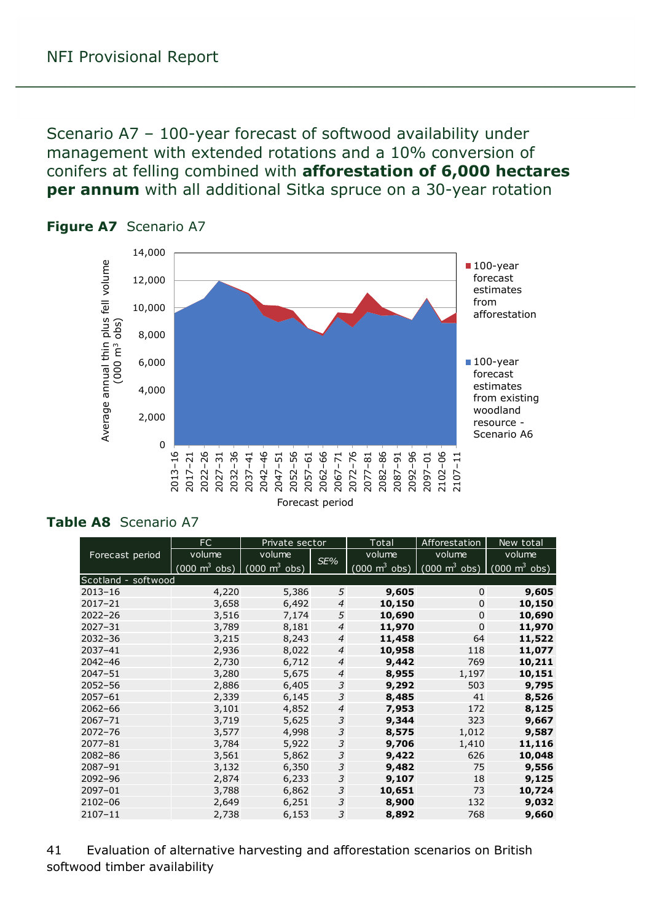## Scenario A7 – 100-year forecast of softwood availability under management with extended rotations and a 10% conversion of conifers at felling combined with **afforestation of 6,000 hectares per annum** with all additional Sitka spruce on a 30-year rotation

**Figure A7** Scenario A7

**Table A8** Scenario A7

| Forecast period | FC volume (000 m³ obs) | Private sector volume (000 m³ obs) | SE% | Total volume (000 m³ obs) | Afforestation volume (000 m³ obs) | New total volume (000 m³ obs) |
|---|---|---|---|---|---|---|
| Scotland - softwood | | | | | | |
| 2013–16 | 4,220 | 5,386 | *5* | **9,605** | 0 | **9,605** |
| 2017–21 | 3,658 | 6,492 | *4* | **10,150** | 0 | **10,150** |
| 2022–26 | 3,516 | 7,174 | *5* | **10,690** | 0 | **10,690** |
| 2027–31 | 3,789 | 8,181 | *4* | **11,970** | 0 | **11,970** |
| 2032–36 | 3,215 | 8,243 | *4* | **11,458** | 64 | **11,522** |
| 2037–41 | 2,936 | 8,022 | *4* | **10,958** | 118 | **11,077** |
| 2042–46 | 2,730 | 6,712 | *4* | **9,442** | 769 | **10,211** |
| 2047–51 | 3,280 | 5,675 | *4* | **8,955** | 1,197 | **10,151** |
| 2052–56 | 2,886 | 6,405 | *3* | **9,292** | 503 | **9,795** |
| 2057–61 | 2,339 | 6,145 | *3* | **8,485** | 41 | **8,526** |
| 2062–66 | 3,101 | 4,852 | *4* | **7,953** | 172 | **8,125** |
| 2067–71 | 3,719 | 5,625 | *3* | **9,344** | 323 | **9,667** |
| 2072–76 | 3,577 | 4,998 | *3* | **8,575** | 1,012 | **9,587** |
| 2077–81 | 3,784 | 5,922 | *3* | **9,706** | 1,410 | **11,116** |
| 2082–86 | 3,561 | 5,862 | *3* | **9,422** | 626 | **10,048** |
| 2087–91 | 3,132 | 6,350 | *3* | **9,482** | 75 | **9,556** |
| 2092–96 | 2,874 | 6,233 | *3* | **9,107** | 18 | **9,125** |
| 2097–01 | 3,788 | 6,862 | *3* | **10,651** | 73 | **10,724** |
| 2102–06 | 2,649 | 6,251 | *3* | **8,900** | 132 | **9,032** |
| 2107–11 | 2,738 | 6,153 | *3* | **8,892** | 768 | **9,660** |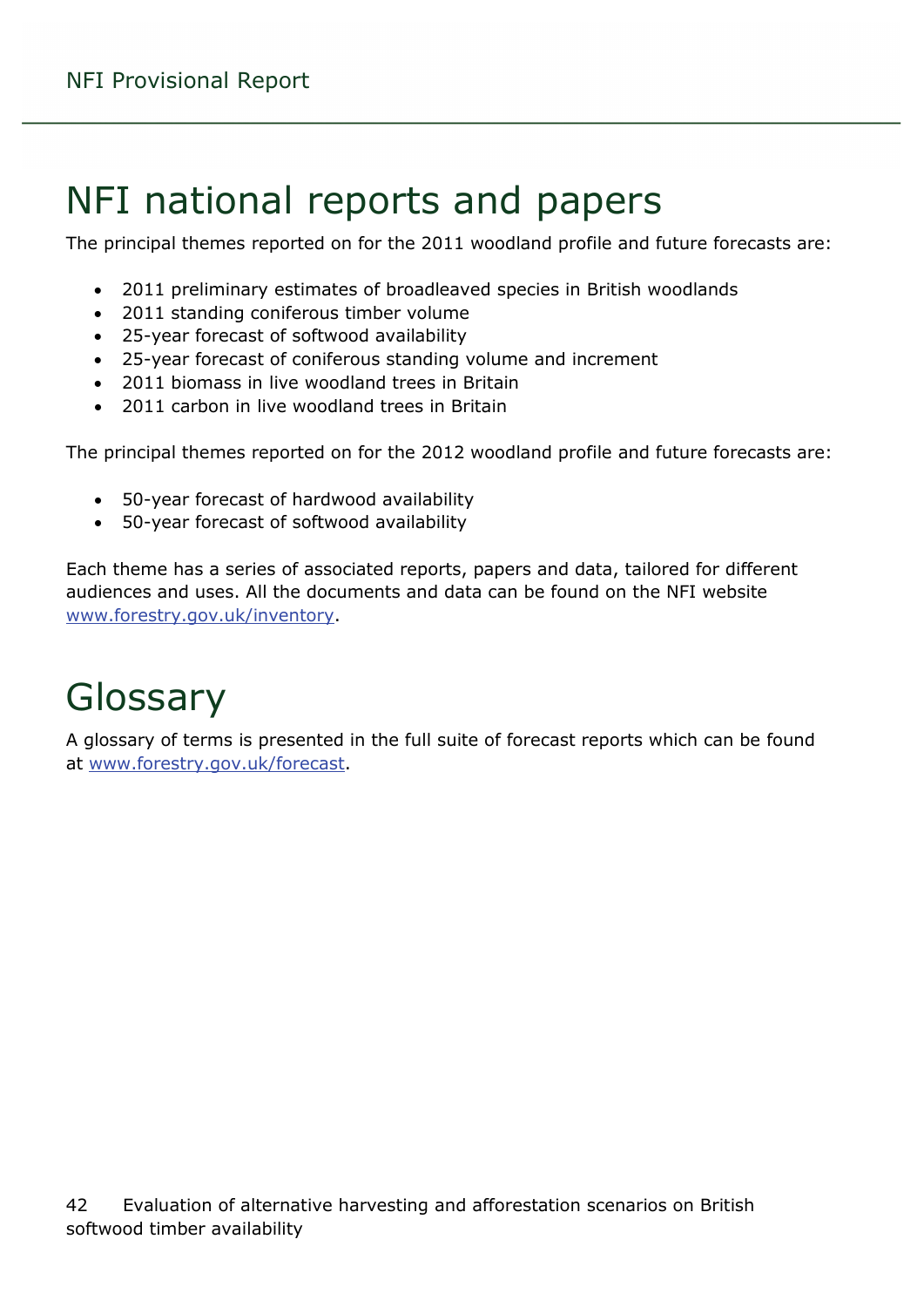# NFI national reports and papers

The principal themes reported on for the 2011 woodland profile and future forecasts are:

- 2011 preliminary estimates of broadleaved species in British woodlands
- 2011 standing coniferous timber volume
- 25-year forecast of softwood availability
- 25-year forecast of coniferous standing volume and increment
- 2011 biomass in live woodland trees in Britain
- 2011 carbon in live woodland trees in Britain

The principal themes reported on for the 2012 woodland profile and future forecasts are:

- 50-year forecast of hardwood availability
- 50-year forecast of softwood availability

Each theme has a series of associated reports, papers and data, tailored for different audiences and uses. All the documents and data can be found on the NFI website www.forestry.gov.uk/inventory.

# Glossary

A glossary of terms is presented in the full suite of forecast reports which can be found at www.forestry.gov.uk/forecast.